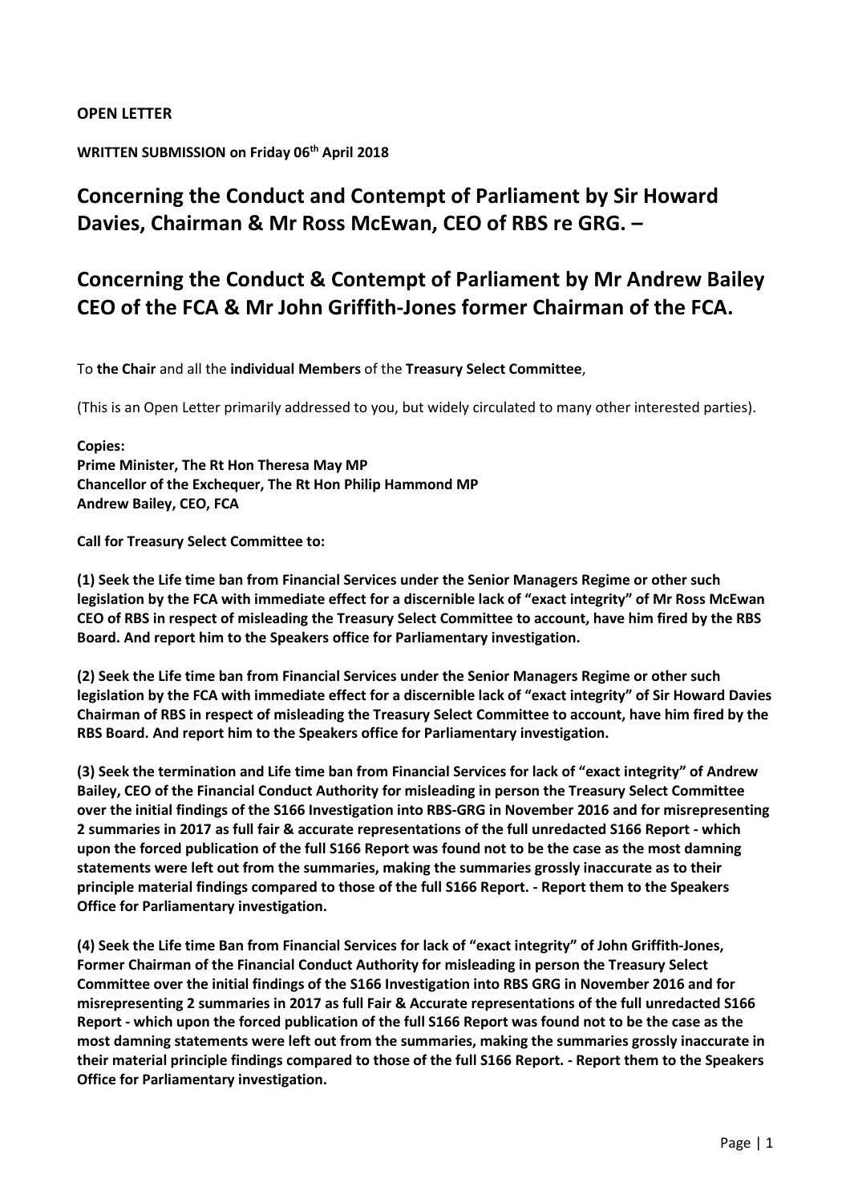**OPEN LETTER**

**WRITTEN SUBMISSION on Friday 06th April 2018**

## Concerning the Conduct and Contempt of Parliament by Sir Howard Davies, Chairman & Mr Ross McEwan, CEO of RBS re GRG. –

## Concerning the Conduct & Contempt of Parliament by Mr Andrew Bailey CEO of the FCA & Mr John Griffith-Jones former Chairman of the FCA.

To **the Chair** and all the **individual Members** of the **Treasury Select Committee**,

(This is an Open Letter primarily addressed to you, but widely circulated to many other interested parties).

**Copies:**
**Prime Minister, The Rt Hon Theresa May MP**
**Chancellor of the Exchequer, The Rt Hon Philip Hammond MP**
**Andrew Bailey, CEO, FCA**

**Call for Treasury Select Committee to:**

**(1) Seek the Life time ban from Financial Services under the Senior Managers Regime or other such legislation by the FCA with immediate effect for a discernible lack of "exact integrity" of Mr Ross McEwan CEO of RBS in respect of misleading the Treasury Select Committee to account, have him fired by the RBS Board. And report him to the Speakers office for Parliamentary investigation.**

**(2) Seek the Life time ban from Financial Services under the Senior Managers Regime or other such legislation by the FCA with immediate effect for a discernible lack of "exact integrity" of Sir Howard Davies Chairman of RBS in respect of misleading the Treasury Select Committee to account, have him fired by the RBS Board. And report him to the Speakers office for Parliamentary investigation.**

**(3) Seek the termination and Life time ban from Financial Services for lack of "exact integrity" of Andrew Bailey, CEO of the Financial Conduct Authority for misleading in person the Treasury Select Committee over the initial findings of the S166 Investigation into RBS-GRG in November 2016 and for misrepresenting 2 summaries in 2017 as full fair & accurate representations of the full unredacted S166 Report - which upon the forced publication of the full S166 Report was found not to be the case as the most damning statements were left out from the summaries, making the summaries grossly inaccurate as to their principle material findings compared to those of the full S166 Report. - Report them to the Speakers Office for Parliamentary investigation.**

**(4) Seek the Life time Ban from Financial Services for lack of "exact integrity" of John Griffith-Jones, Former Chairman of the Financial Conduct Authority for misleading in person the Treasury Select Committee over the initial findings of the S166 Investigation into RBS GRG in November 2016 and for misrepresenting 2 summaries in 2017 as full Fair & Accurate representations of the full unredacted S166 Report - which upon the forced publication of the full S166 Report was found not to be the case as the most damning statements were left out from the summaries, making the summaries grossly inaccurate in their material principle findings compared to those of the full S166 Report. - Report them to the Speakers Office for Parliamentary investigation.**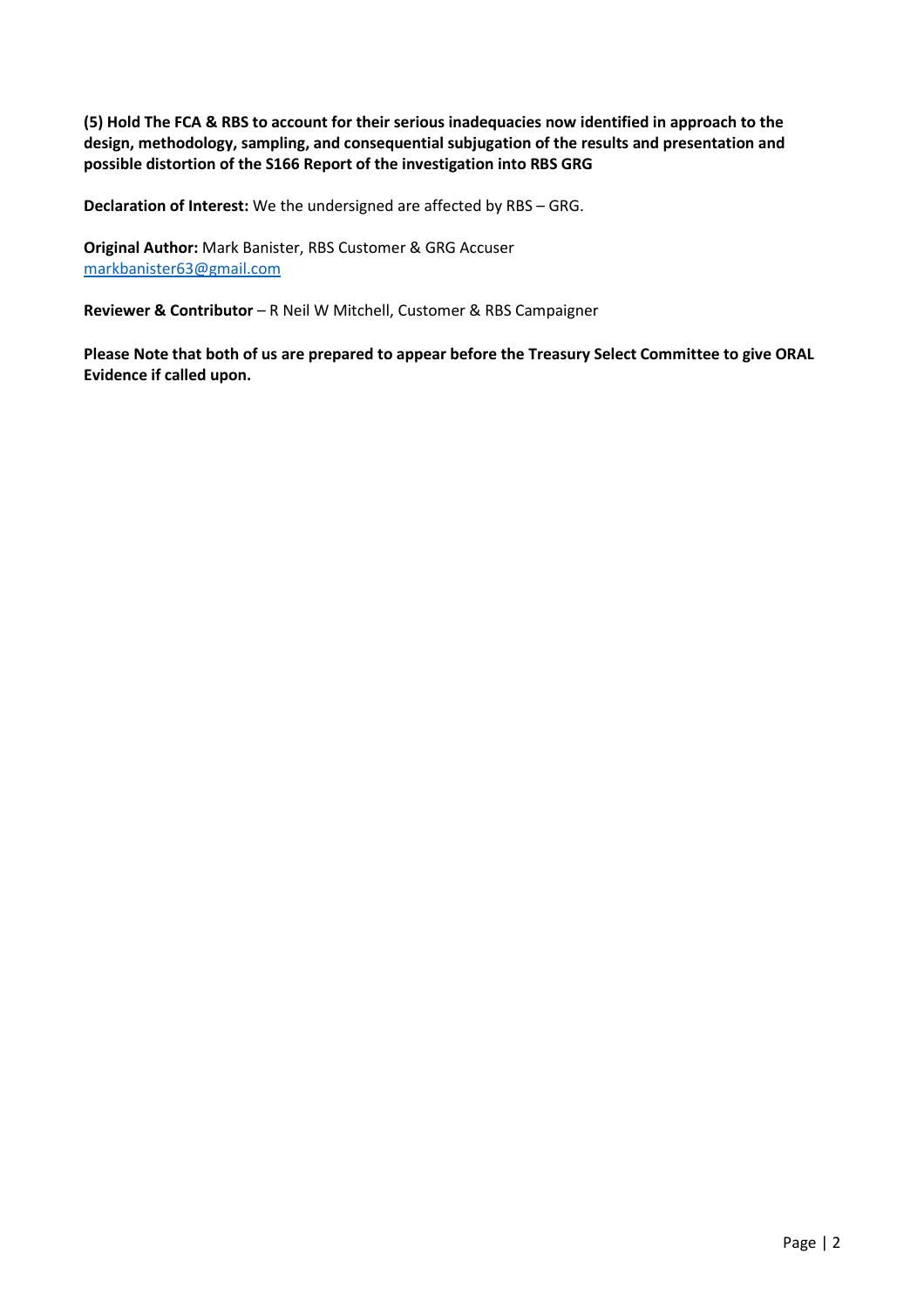**(5) Hold The FCA & RBS to account for their serious inadequacies now identified in approach to the design, methodology, sampling, and consequential subjugation of the results and presentation and possible distortion of the S166 Report of the investigation into RBS GRG**

**Declaration of Interest:** We the undersigned are affected by RBS – GRG.

**Original Author:** Mark Banister, RBS Customer & GRG Accuser
markbanister63@gmail.com

**Reviewer & Contributor** – R Neil W Mitchell, Customer & RBS Campaigner

**Please Note that both of us are prepared to appear before the Treasury Select Committee to give ORAL Evidence if called upon.**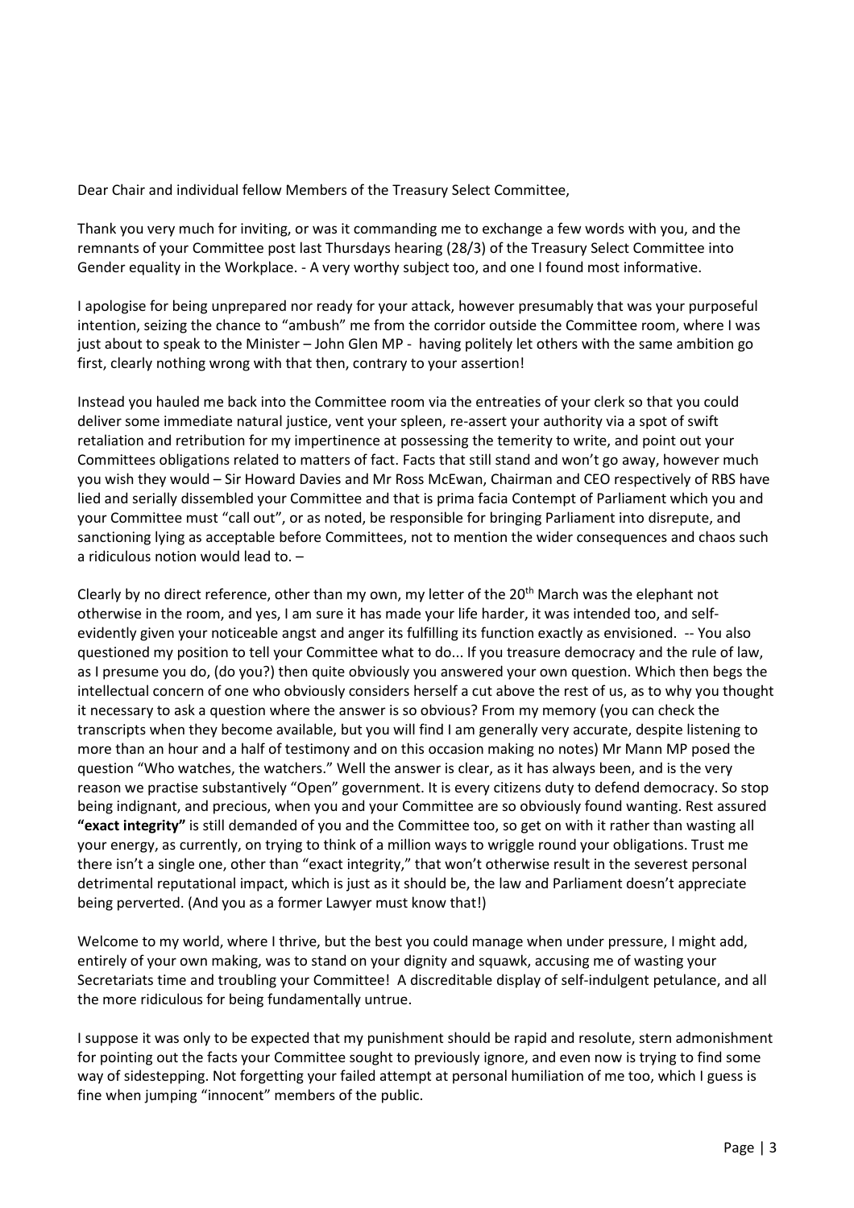Dear Chair and individual fellow Members of the Treasury Select Committee,

Thank you very much for inviting, or was it commanding me to exchange a few words with you, and the remnants of your Committee post last Thursdays hearing (28/3) of the Treasury Select Committee into Gender equality in the Workplace. - A very worthy subject too, and one I found most informative.

I apologise for being unprepared nor ready for your attack, however presumably that was your purposeful intention, seizing the chance to "ambush" me from the corridor outside the Committee room, where I was just about to speak to the Minister – John Glen MP - having politely let others with the same ambition go first, clearly nothing wrong with that then, contrary to your assertion!

Instead you hauled me back into the Committee room via the entreaties of your clerk so that you could deliver some immediate natural justice, vent your spleen, re-assert your authority via a spot of swift retaliation and retribution for my impertinence at possessing the temerity to write, and point out your Committees obligations related to matters of fact. Facts that still stand and won't go away, however much you wish they would – Sir Howard Davies and Mr Ross McEwan, Chairman and CEO respectively of RBS have lied and serially dissembled your Committee and that is prima facia Contempt of Parliament which you and your Committee must "call out", or as noted, be responsible for bringing Parliament into disrepute, and sanctioning lying as acceptable before Committees, not to mention the wider consequences and chaos such a ridiculous notion would lead to. –

Clearly by no direct reference, other than my own, my letter of the 20th March was the elephant not otherwise in the room, and yes, I am sure it has made your life harder, it was intended too, and self-evidently given your noticeable angst and anger its fulfilling its function exactly as envisioned. -- You also questioned my position to tell your Committee what to do... If you treasure democracy and the rule of law, as I presume you do, (do you?) then quite obviously you answered your own question. Which then begs the intellectual concern of one who obviously considers herself a cut above the rest of us, as to why you thought it necessary to ask a question where the answer is so obvious? From my memory (you can check the transcripts when they become available, but you will find I am generally very accurate, despite listening to more than an hour and a half of testimony and on this occasion making no notes) Mr Mann MP posed the question "Who watches, the watchers." Well the answer is clear, as it has always been, and is the very reason we practise substantively "Open" government. It is every citizens duty to defend democracy. So stop being indignant, and precious, when you and your Committee are so obviously found wanting. Rest assured **"exact integrity"** is still demanded of you and the Committee too, so get on with it rather than wasting all your energy, as currently, on trying to think of a million ways to wriggle round your obligations. Trust me there isn't a single one, other than "exact integrity," that won't otherwise result in the severest personal detrimental reputational impact, which is just as it should be, the law and Parliament doesn't appreciate being perverted. (And you as a former Lawyer must know that!)

Welcome to my world, where I thrive, but the best you could manage when under pressure, I might add, entirely of your own making, was to stand on your dignity and squawk, accusing me of wasting your Secretariats time and troubling your Committee! A discreditable display of self-indulgent petulance, and all the more ridiculous for being fundamentally untrue.

I suppose it was only to be expected that my punishment should be rapid and resolute, stern admonishment for pointing out the facts your Committee sought to previously ignore, and even now is trying to find some way of sidestepping. Not forgetting your failed attempt at personal humiliation of me too, which I guess is fine when jumping "innocent" members of the public.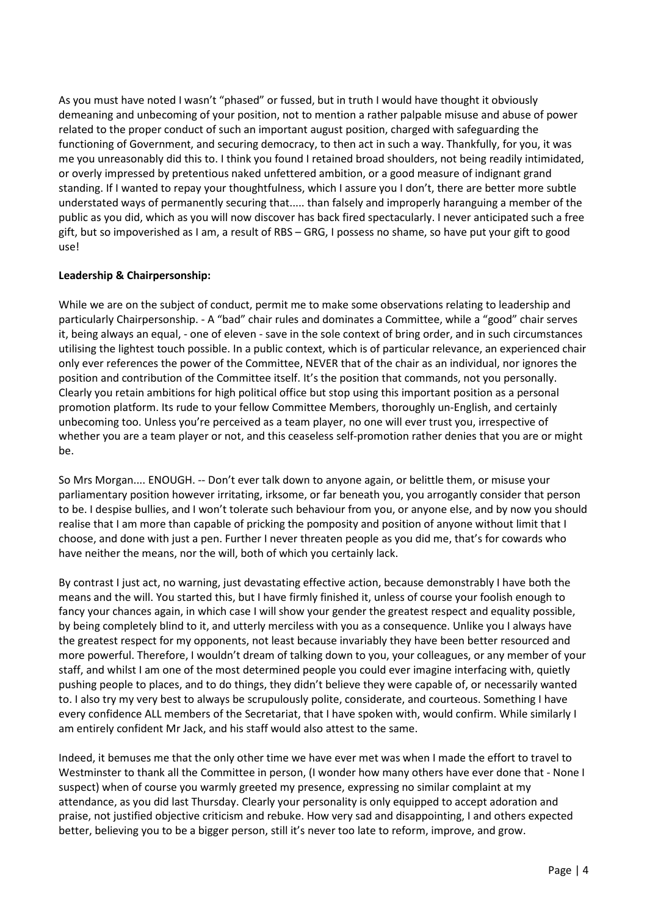As you must have noted I wasn't "phased" or fussed, but in truth I would have thought it obviously demeaning and unbecoming of your position, not to mention a rather palpable misuse and abuse of power related to the proper conduct of such an important august position, charged with safeguarding the functioning of Government, and securing democracy, to then act in such a way. Thankfully, for you, it was me you unreasonably did this to. I think you found I retained broad shoulders, not being readily intimidated, or overly impressed by pretentious naked unfettered ambition, or a good measure of indignant grand standing. If I wanted to repay your thoughtfulness, which I assure you I don't, there are better more subtle understated ways of permanently securing that..... than falsely and improperly haranguing a member of the public as you did, which as you will now discover has back fired spectacularly. I never anticipated such a free gift, but so impoverished as I am, a result of RBS – GRG, I possess no shame, so have put your gift to good use!

**Leadership & Chairpersonship:**

While we are on the subject of conduct, permit me to make some observations relating to leadership and particularly Chairpersonship. - A "bad" chair rules and dominates a Committee, while a "good" chair serves it, being always an equal, - one of eleven - save in the sole context of bring order, and in such circumstances utilising the lightest touch possible. In a public context, which is of particular relevance, an experienced chair only ever references the power of the Committee, NEVER that of the chair as an individual, nor ignores the position and contribution of the Committee itself. It's the position that commands, not you personally. Clearly you retain ambitions for high political office but stop using this important position as a personal promotion platform. Its rude to your fellow Committee Members, thoroughly un-English, and certainly unbecoming too. Unless you're perceived as a team player, no one will ever trust you, irrespective of whether you are a team player or not, and this ceaseless self-promotion rather denies that you are or might be.

So Mrs Morgan.... ENOUGH. -- Don't ever talk down to anyone again, or belittle them, or misuse your parliamentary position however irritating, irksome, or far beneath you, you arrogantly consider that person to be. I despise bullies, and I won't tolerate such behaviour from you, or anyone else, and by now you should realise that I am more than capable of pricking the pomposity and position of anyone without limit that I choose, and done with just a pen. Further I never threaten people as you did me, that's for cowards who have neither the means, nor the will, both of which you certainly lack.

By contrast I just act, no warning, just devastating effective action, because demonstrably I have both the means and the will. You started this, but I have firmly finished it, unless of course your foolish enough to fancy your chances again, in which case I will show your gender the greatest respect and equality possible, by being completely blind to it, and utterly merciless with you as a consequence. Unlike you I always have the greatest respect for my opponents, not least because invariably they have been better resourced and more powerful. Therefore, I wouldn't dream of talking down to you, your colleagues, or any member of your staff, and whilst I am one of the most determined people you could ever imagine interfacing with, quietly pushing people to places, and to do things, they didn't believe they were capable of, or necessarily wanted to. I also try my very best to always be scrupulously polite, considerate, and courteous. Something I have every confidence ALL members of the Secretariat, that I have spoken with, would confirm. While similarly I am entirely confident Mr Jack, and his staff would also attest to the same.

Indeed, it bemuses me that the only other time we have ever met was when I made the effort to travel to Westminster to thank all the Committee in person, (I wonder how many others have ever done that - None I suspect) when of course you warmly greeted my presence, expressing no similar complaint at my attendance, as you did last Thursday. Clearly your personality is only equipped to accept adoration and praise, not justified objective criticism and rebuke. How very sad and disappointing, I and others expected better, believing you to be a bigger person, still it's never too late to reform, improve, and grow.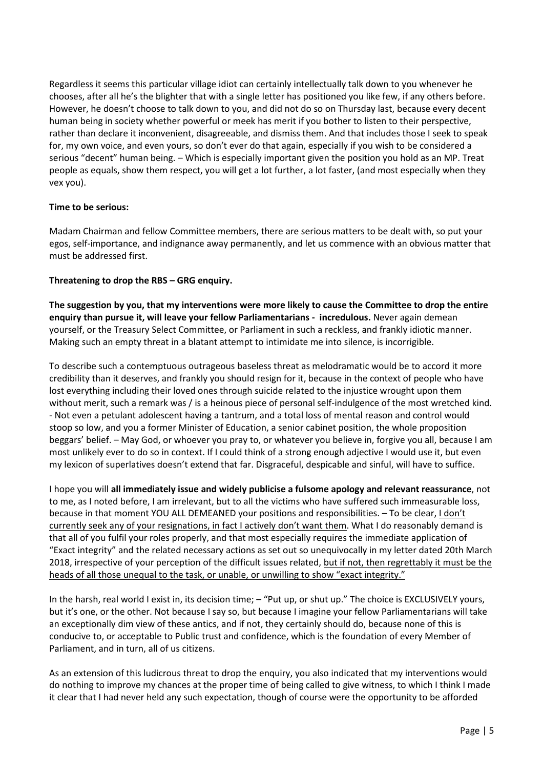Regardless it seems this particular village idiot can certainly intellectually talk down to you whenever he chooses, after all he's the blighter that with a single letter has positioned you like few, if any others before. However, he doesn't choose to talk down to you, and did not do so on Thursday last, because every decent human being in society whether powerful or meek has merit if you bother to listen to their perspective, rather than declare it inconvenient, disagreeable, and dismiss them. And that includes those I seek to speak for, my own voice, and even yours, so don't ever do that again, especially if you wish to be considered a serious "decent" human being. – Which is especially important given the position you hold as an MP. Treat people as equals, show them respect, you will get a lot further, a lot faster, (and most especially when they vex you).

**Time to be serious:**

Madam Chairman and fellow Committee members, there are serious matters to be dealt with, so put your egos, self-importance, and indignance away permanently, and let us commence with an obvious matter that must be addressed first.

**Threatening to drop the RBS – GRG enquiry.**

**The suggestion by you, that my interventions were more likely to cause the Committee to drop the entire enquiry than pursue it, will leave your fellow Parliamentarians - incredulous.** Never again demean yourself, or the Treasury Select Committee, or Parliament in such a reckless, and frankly idiotic manner. Making such an empty threat in a blatant attempt to intimidate me into silence, is incorrigible.

To describe such a contemptuous outrageous baseless threat as melodramatic would be to accord it more credibility than it deserves, and frankly you should resign for it, because in the context of people who have lost everything including their loved ones through suicide related to the injustice wrought upon them without merit, such a remark was / is a heinous piece of personal self-indulgence of the most wretched kind. - Not even a petulant adolescent having a tantrum, and a total loss of mental reason and control would stoop so low, and you a former Minister of Education, a senior cabinet position, the whole proposition beggars' belief. – May God, or whoever you pray to, or whatever you believe in, forgive you all, because I am most unlikely ever to do so in context. If I could think of a strong enough adjective I would use it, but even my lexicon of superlatives doesn't extend that far. Disgraceful, despicable and sinful, will have to suffice.

I hope you will **all immediately issue and widely publicise a fulsome apology and relevant reassurance**, not to me, as I noted before, I am irrelevant, but to all the victims who have suffered such immeasurable loss, because in that moment YOU ALL DEMEANED your positions and responsibilities. – To be clear, <u>I don't currently seek any of your resignations, in fact I actively don't want them</u>. What I do reasonably demand is that all of you fulfil your roles properly, and that most especially requires the immediate application of "Exact integrity" and the related necessary actions as set out so unequivocally in my letter dated 20th March 2018, irrespective of your perception of the difficult issues related, <u>but if not, then regrettably it must be the heads of all those unequal to the task, or unable, or unwilling to show "exact integrity."</u>

In the harsh, real world I exist in, its decision time; – "Put up, or shut up." The choice is EXCLUSIVELY yours, but it's one, or the other. Not because I say so, but because I imagine your fellow Parliamentarians will take an exceptionally dim view of these antics, and if not, they certainly should do, because none of this is conducive to, or acceptable to Public trust and confidence, which is the foundation of every Member of Parliament, and in turn, all of us citizens.

As an extension of this ludicrous threat to drop the enquiry, you also indicated that my interventions would do nothing to improve my chances at the proper time of being called to give witness, to which I think I made it clear that I had never held any such expectation, though of course were the opportunity to be afforded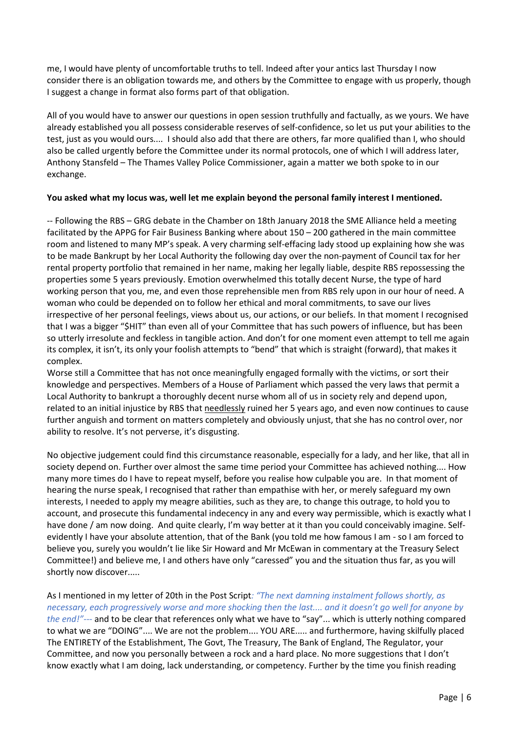me, I would have plenty of uncomfortable truths to tell. Indeed after your antics last Thursday I now consider there is an obligation towards me, and others by the Committee to engage with us properly, though I suggest a change in format also forms part of that obligation.

All of you would have to answer our questions in open session truthfully and factually, as we yours. We have already established you all possess considerable reserves of self-confidence, so let us put your abilities to the test, just as you would ours.... I should also add that there are others, far more qualified than I, who should also be called urgently before the Committee under its normal protocols, one of which I will address later, Anthony Stansfeld – The Thames Valley Police Commissioner, again a matter we both spoke to in our exchange.

**You asked what my locus was, well let me explain beyond the personal family interest I mentioned.**

-- Following the RBS – GRG debate in the Chamber on 18th January 2018 the SME Alliance held a meeting facilitated by the APPG for Fair Business Banking where about 150 – 200 gathered in the main committee room and listened to many MP's speak. A very charming self-effacing lady stood up explaining how she was to be made Bankrupt by her Local Authority the following day over the non-payment of Council tax for her rental property portfolio that remained in her name, making her legally liable, despite RBS repossessing the properties some 5 years previously. Emotion overwhelmed this totally decent Nurse, the type of hard working person that you, me, and even those reprehensible men from RBS rely upon in our hour of need. A woman who could be depended on to follow her ethical and moral commitments, to save our lives irrespective of her personal feelings, views about us, our actions, or our beliefs. In that moment I recognised that I was a bigger "$HIT" than even all of your Committee that has such powers of influence, but has been so utterly irresolute and feckless in tangible action. And don't for one moment even attempt to tell me again its complex, it isn't, its only your foolish attempts to "bend" that which is straight (forward), that makes it complex.

Worse still a Committee that has not once meaningfully engaged formally with the victims, or sort their knowledge and perspectives. Members of a House of Parliament which passed the very laws that permit a Local Authority to bankrupt a thoroughly decent nurse whom all of us in society rely and depend upon, related to an initial injustice by RBS that <u>needlessly</u> ruined her 5 years ago, and even now continues to cause further anguish and torment on matters completely and obviously unjust, that she has no control over, nor ability to resolve. It's not perverse, it's disgusting.

No objective judgement could find this circumstance reasonable, especially for a lady, and her like, that all in society depend on. Further over almost the same time period your Committee has achieved nothing.... How many more times do I have to repeat myself, before you realise how culpable you are. In that moment of hearing the nurse speak, I recognised that rather than empathise with her, or merely safeguard my own interests, I needed to apply my meagre abilities, such as they are, to change this outrage, to hold you to account, and prosecute this fundamental indecency in any and every way permissible, which is exactly what I have done / am now doing. And quite clearly, I'm way better at it than you could conceivably imagine. Self-evidently I have your absolute attention, that of the Bank (you told me how famous I am - so I am forced to believe you, surely you wouldn't lie like Sir Howard and Mr McEwan in commentary at the Treasury Select Committee!) and believe me, I and others have only "caressed" you and the situation thus far, as you will shortly now discover.....

As I mentioned in my letter of 20th in the Post Script*: "The next damning instalment follows shortly, as necessary, each progressively worse and more shocking then the last.... and it doesn't go well for anyone by the end!"---* and to be clear that references only what we have to "say"... which is utterly nothing compared to what we are "DOING".... We are not the problem.... YOU ARE..... and furthermore, having skilfully placed The ENTIRETY of the Establishment, The Govt, The Treasury, The Bank of England, The Regulator, your Committee, and now you personally between a rock and a hard place. No more suggestions that I don't know exactly what I am doing, lack understanding, or competency. Further by the time you finish reading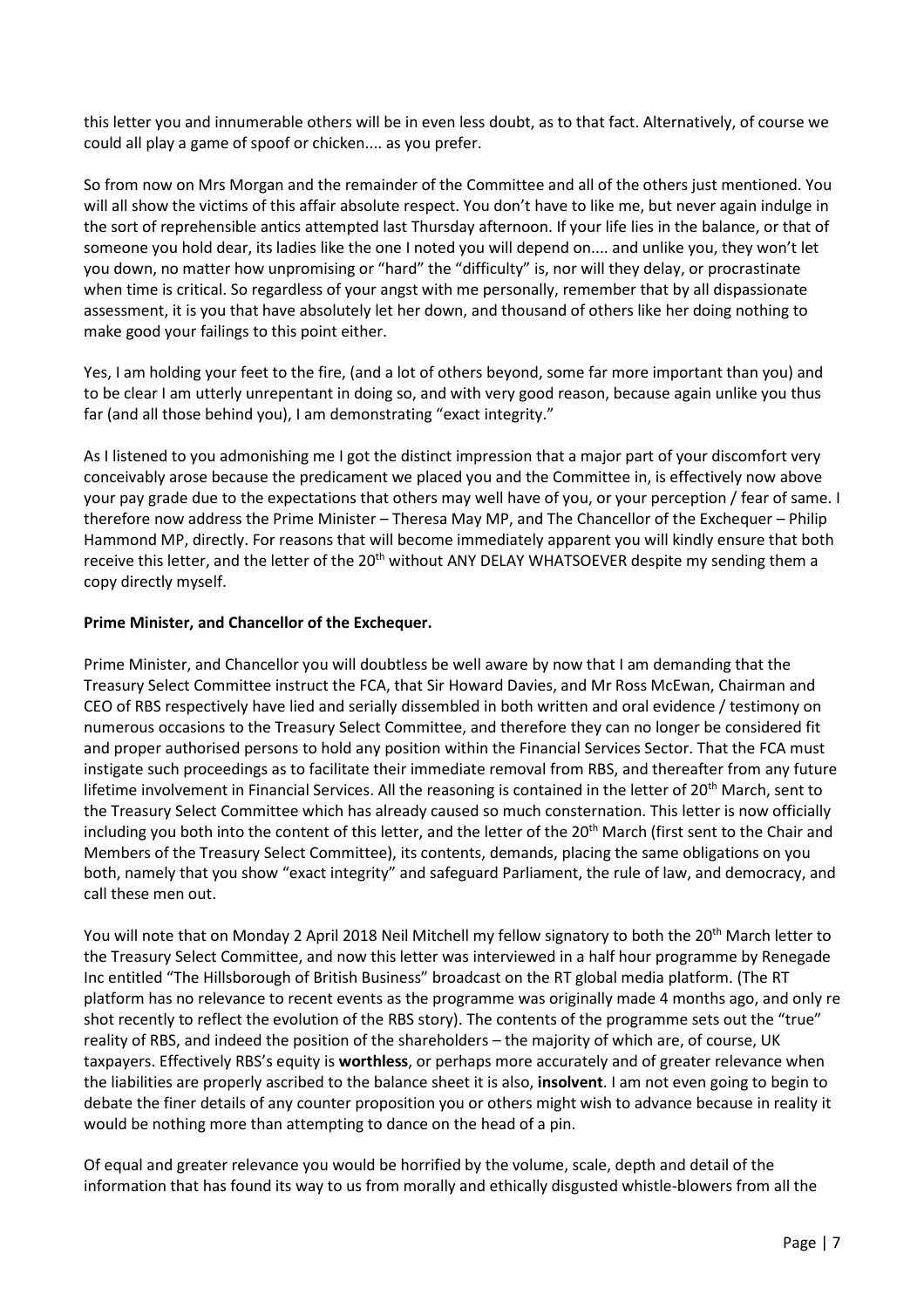this letter you and innumerable others will be in even less doubt, as to that fact. Alternatively, of course we could all play a game of spoof or chicken.... as you prefer.

So from now on Mrs Morgan and the remainder of the Committee and all of the others just mentioned. You will all show the victims of this affair absolute respect. You don't have to like me, but never again indulge in the sort of reprehensible antics attempted last Thursday afternoon. If your life lies in the balance, or that of someone you hold dear, its ladies like the one I noted you will depend on.... and unlike you, they won't let you down, no matter how unpromising or "hard" the "difficulty" is, nor will they delay, or procrastinate when time is critical. So regardless of your angst with me personally, remember that by all dispassionate assessment, it is you that have absolutely let her down, and thousand of others like her doing nothing to make good your failings to this point either.

Yes, I am holding your feet to the fire, (and a lot of others beyond, some far more important than you) and to be clear I am utterly unrepentant in doing so, and with very good reason, because again unlike you thus far (and all those behind you), I am demonstrating "exact integrity."

As I listened to you admonishing me I got the distinct impression that a major part of your discomfort very conceivably arose because the predicament we placed you and the Committee in, is effectively now above your pay grade due to the expectations that others may well have of you, or your perception / fear of same. I therefore now address the Prime Minister – Theresa May MP, and The Chancellor of the Exchequer – Philip Hammond MP, directly. For reasons that will become immediately apparent you will kindly ensure that both receive this letter, and the letter of the 20th without ANY DELAY WHATSOEVER despite my sending them a copy directly myself.

**Prime Minister, and Chancellor of the Exchequer.**

Prime Minister, and Chancellor you will doubtless be well aware by now that I am demanding that the Treasury Select Committee instruct the FCA, that Sir Howard Davies, and Mr Ross McEwan, Chairman and CEO of RBS respectively have lied and serially dissembled in both written and oral evidence / testimony on numerous occasions to the Treasury Select Committee, and therefore they can no longer be considered fit and proper authorised persons to hold any position within the Financial Services Sector. That the FCA must instigate such proceedings as to facilitate their immediate removal from RBS, and thereafter from any future lifetime involvement in Financial Services. All the reasoning is contained in the letter of 20th March, sent to the Treasury Select Committee which has already caused so much consternation. This letter is now officially including you both into the content of this letter, and the letter of the 20th March (first sent to the Chair and Members of the Treasury Select Committee), its contents, demands, placing the same obligations on you both, namely that you show "exact integrity" and safeguard Parliament, the rule of law, and democracy, and call these men out.

You will note that on Monday 2 April 2018 Neil Mitchell my fellow signatory to both the 20th March letter to the Treasury Select Committee, and now this letter was interviewed in a half hour programme by Renegade Inc entitled "The Hillsborough of British Business" broadcast on the RT global media platform. (The RT platform has no relevance to recent events as the programme was originally made 4 months ago, and only re shot recently to reflect the evolution of the RBS story). The contents of the programme sets out the "true" reality of RBS, and indeed the position of the shareholders – the majority of which are, of course, UK taxpayers. Effectively RBS's equity is **worthless**, or perhaps more accurately and of greater relevance when the liabilities are properly ascribed to the balance sheet it is also, **insolvent**. I am not even going to begin to debate the finer details of any counter proposition you or others might wish to advance because in reality it would be nothing more than attempting to dance on the head of a pin.

Of equal and greater relevance you would be horrified by the volume, scale, depth and detail of the information that has found its way to us from morally and ethically disgusted whistle-blowers from all the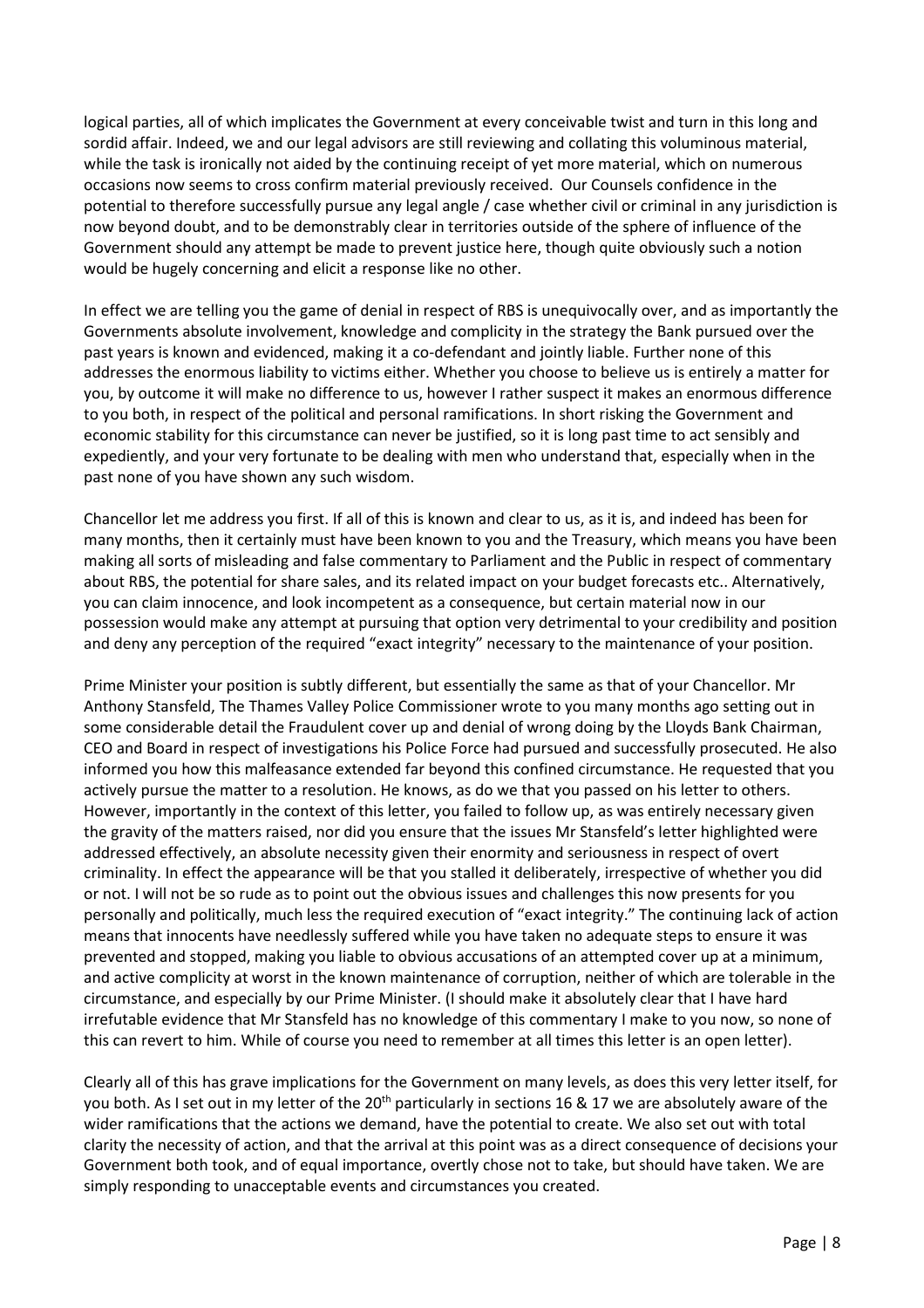logical parties, all of which implicates the Government at every conceivable twist and turn in this long and sordid affair. Indeed, we and our legal advisors are still reviewing and collating this voluminous material, while the task is ironically not aided by the continuing receipt of yet more material, which on numerous occasions now seems to cross confirm material previously received. Our Counsels confidence in the potential to therefore successfully pursue any legal angle / case whether civil or criminal in any jurisdiction is now beyond doubt, and to be demonstrably clear in territories outside of the sphere of influence of the Government should any attempt be made to prevent justice here, though quite obviously such a notion would be hugely concerning and elicit a response like no other.

In effect we are telling you the game of denial in respect of RBS is unequivocally over, and as importantly the Governments absolute involvement, knowledge and complicity in the strategy the Bank pursued over the past years is known and evidenced, making it a co-defendant and jointly liable. Further none of this addresses the enormous liability to victims either. Whether you choose to believe us is entirely a matter for you, by outcome it will make no difference to us, however I rather suspect it makes an enormous difference to you both, in respect of the political and personal ramifications. In short risking the Government and economic stability for this circumstance can never be justified, so it is long past time to act sensibly and expediently, and your very fortunate to be dealing with men who understand that, especially when in the past none of you have shown any such wisdom.

Chancellor let me address you first. If all of this is known and clear to us, as it is, and indeed has been for many months, then it certainly must have been known to you and the Treasury, which means you have been making all sorts of misleading and false commentary to Parliament and the Public in respect of commentary about RBS, the potential for share sales, and its related impact on your budget forecasts etc.. Alternatively, you can claim innocence, and look incompetent as a consequence, but certain material now in our possession would make any attempt at pursuing that option very detrimental to your credibility and position and deny any perception of the required "exact integrity" necessary to the maintenance of your position.

Prime Minister your position is subtly different, but essentially the same as that of your Chancellor. Mr Anthony Stansfeld, The Thames Valley Police Commissioner wrote to you many months ago setting out in some considerable detail the Fraudulent cover up and denial of wrong doing by the Lloyds Bank Chairman, CEO and Board in respect of investigations his Police Force had pursued and successfully prosecuted. He also informed you how this malfeasance extended far beyond this confined circumstance. He requested that you actively pursue the matter to a resolution. He knows, as do we that you passed on his letter to others. However, importantly in the context of this letter, you failed to follow up, as was entirely necessary given the gravity of the matters raised, nor did you ensure that the issues Mr Stansfeld's letter highlighted were addressed effectively, an absolute necessity given their enormity and seriousness in respect of overt criminality. In effect the appearance will be that you stalled it deliberately, irrespective of whether you did or not. I will not be so rude as to point out the obvious issues and challenges this now presents for you personally and politically, much less the required execution of "exact integrity." The continuing lack of action means that innocents have needlessly suffered while you have taken no adequate steps to ensure it was prevented and stopped, making you liable to obvious accusations of an attempted cover up at a minimum, and active complicity at worst in the known maintenance of corruption, neither of which are tolerable in the circumstance, and especially by our Prime Minister. (I should make it absolutely clear that I have hard irrefutable evidence that Mr Stansfeld has no knowledge of this commentary I make to you now, so none of this can revert to him. While of course you need to remember at all times this letter is an open letter).

Clearly all of this has grave implications for the Government on many levels, as does this very letter itself, for you both. As I set out in my letter of the 20th particularly in sections 16 & 17 we are absolutely aware of the wider ramifications that the actions we demand, have the potential to create. We also set out with total clarity the necessity of action, and that the arrival at this point was as a direct consequence of decisions your Government both took, and of equal importance, overtly chose not to take, but should have taken. We are simply responding to unacceptable events and circumstances you created.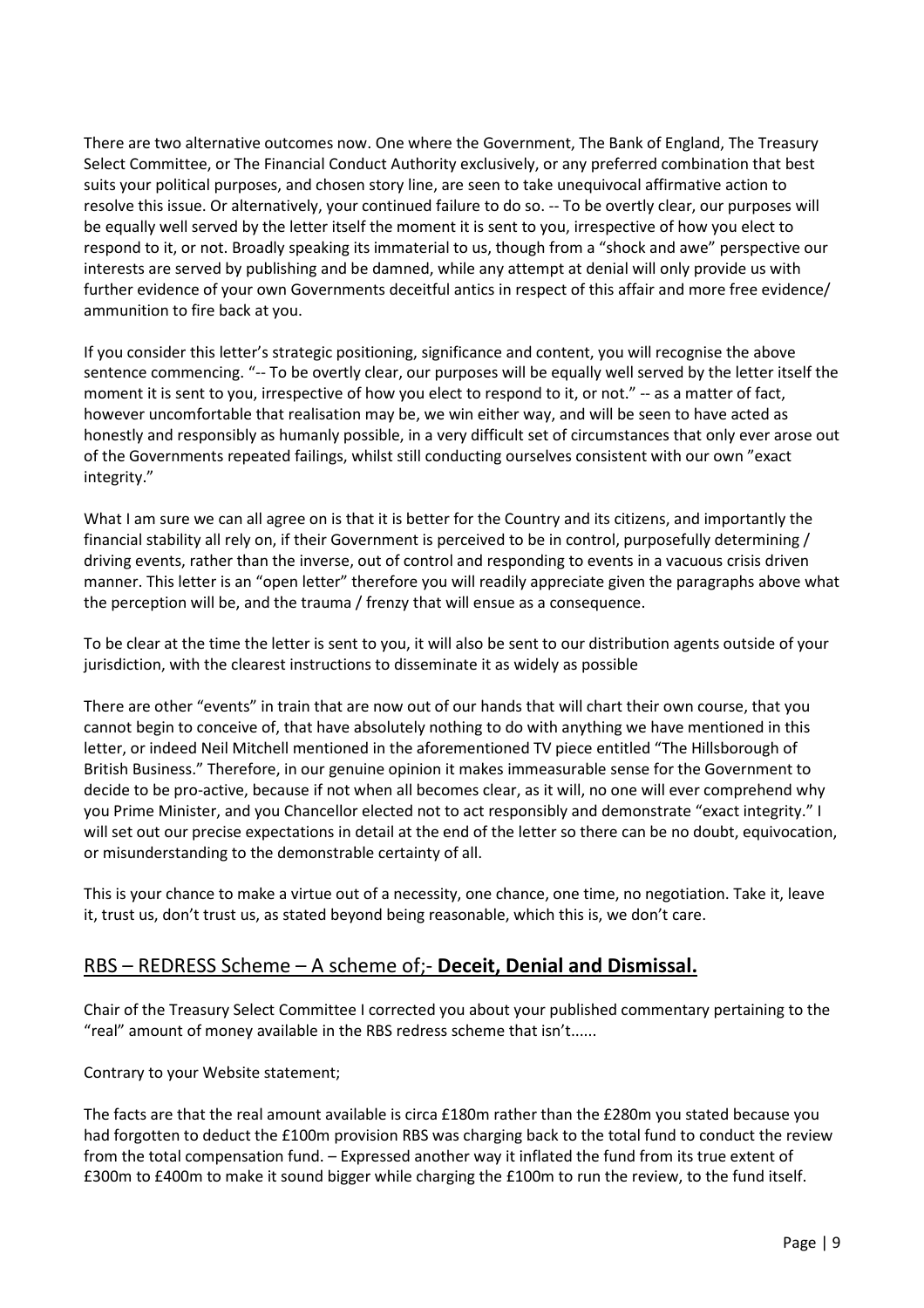There are two alternative outcomes now. One where the Government, The Bank of England, The Treasury Select Committee, or The Financial Conduct Authority exclusively, or any preferred combination that best suits your political purposes, and chosen story line, are seen to take unequivocal affirmative action to resolve this issue. Or alternatively, your continued failure to do so. -- To be overtly clear, our purposes will be equally well served by the letter itself the moment it is sent to you, irrespective of how you elect to respond to it, or not. Broadly speaking its immaterial to us, though from a "shock and awe" perspective our interests are served by publishing and be damned, while any attempt at denial will only provide us with further evidence of your own Governments deceitful antics in respect of this affair and more free evidence/ ammunition to fire back at you.

If you consider this letter's strategic positioning, significance and content, you will recognise the above sentence commencing. "-- To be overtly clear, our purposes will be equally well served by the letter itself the moment it is sent to you, irrespective of how you elect to respond to it, or not." -- as a matter of fact, however uncomfortable that realisation may be, we win either way, and will be seen to have acted as honestly and responsibly as humanly possible, in a very difficult set of circumstances that only ever arose out of the Governments repeated failings, whilst still conducting ourselves consistent with our own "exact integrity."

What I am sure we can all agree on is that it is better for the Country and its citizens, and importantly the financial stability all rely on, if their Government is perceived to be in control, purposefully determining / driving events, rather than the inverse, out of control and responding to events in a vacuous crisis driven manner. This letter is an "open letter" therefore you will readily appreciate given the paragraphs above what the perception will be, and the trauma / frenzy that will ensue as a consequence.

To be clear at the time the letter is sent to you, it will also be sent to our distribution agents outside of your jurisdiction, with the clearest instructions to disseminate it as widely as possible

There are other "events" in train that are now out of our hands that will chart their own course, that you cannot begin to conceive of, that have absolutely nothing to do with anything we have mentioned in this letter, or indeed Neil Mitchell mentioned in the aforementioned TV piece entitled "The Hillsborough of British Business." Therefore, in our genuine opinion it makes immeasurable sense for the Government to decide to be pro-active, because if not when all becomes clear, as it will, no one will ever comprehend why you Prime Minister, and you Chancellor elected not to act responsibly and demonstrate "exact integrity." I will set out our precise expectations in detail at the end of the letter so there can be no doubt, equivocation, or misunderstanding to the demonstrable certainty of all.

This is your chance to make a virtue out of a necessity, one chance, one time, no negotiation. Take it, leave it, trust us, don't trust us, as stated beyond being reasonable, which this is, we don't care.

## RBS – REDRESS Scheme – A scheme of;- **Deceit, Denial and Dismissal.**

Chair of the Treasury Select Committee I corrected you about your published commentary pertaining to the "real" amount of money available in the RBS redress scheme that isn't......

Contrary to your Website statement;

The facts are that the real amount available is circa £180m rather than the £280m you stated because you had forgotten to deduct the £100m provision RBS was charging back to the total fund to conduct the review from the total compensation fund. – Expressed another way it inflated the fund from its true extent of £300m to £400m to make it sound bigger while charging the £100m to run the review, to the fund itself.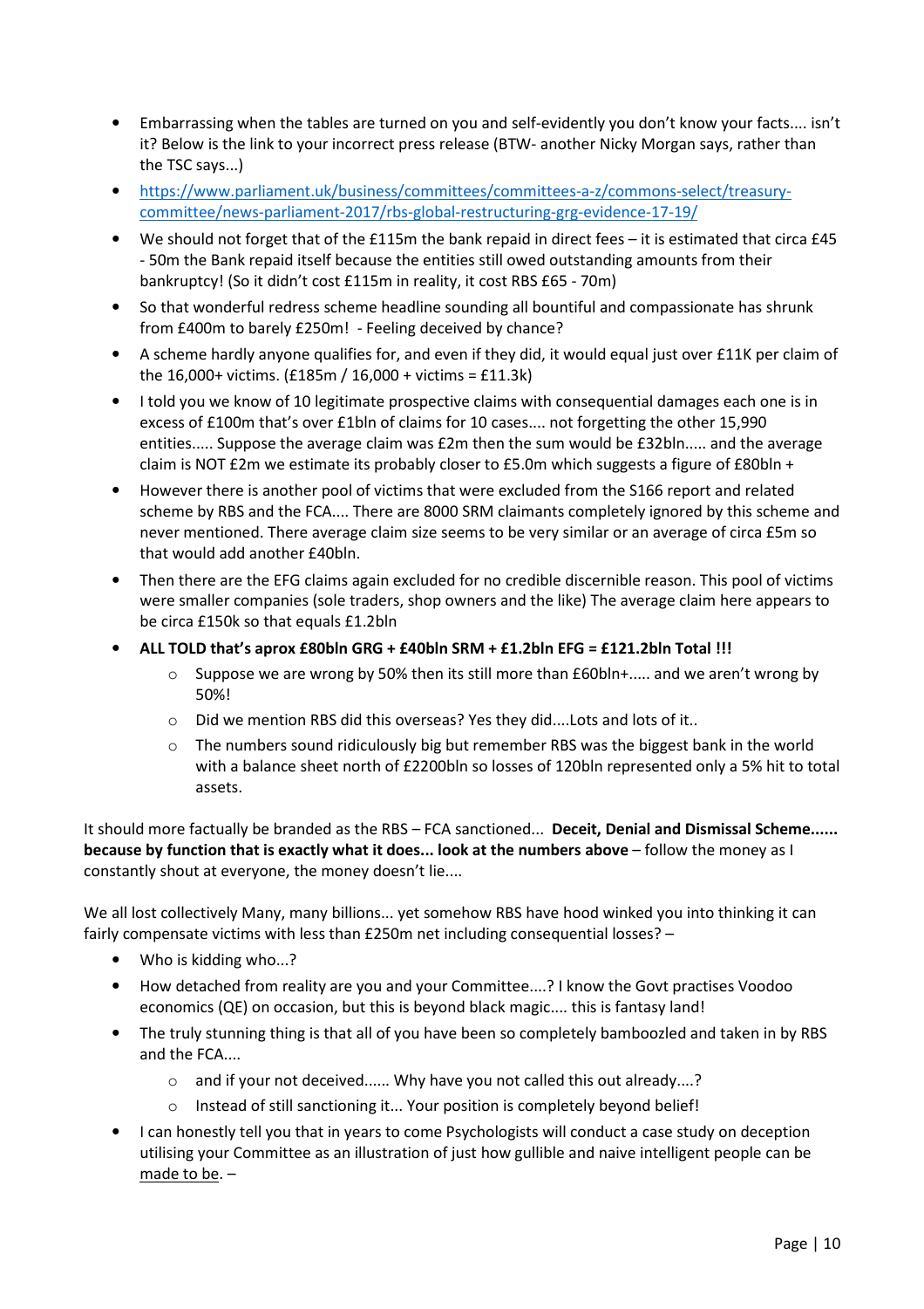- Embarrassing when the tables are turned on you and self-evidently you don't know your facts.... isn't it? Below is the link to your incorrect press release (BTW- another Nicky Morgan says, rather than the TSC says...)
- [https://www.parliament.uk/business/committees/committees-a-z/commons-select/treasury-committee/news-parliament-2017/rbs-global-restructuring-grg-evidence-17-19/](https://www.parliament.uk/business/committees/committees-a-z/commons-select/treasury-committee/news-parliament-2017/rbs-global-restructuring-grg-evidence-17-19/)
- We should not forget that of the £115m the bank repaid in direct fees – it is estimated that circa £45 - 50m the Bank repaid itself because the entities still owed outstanding amounts from their bankruptcy! (So it didn't cost £115m in reality, it cost RBS £65 - 70m)
- So that wonderful redress scheme headline sounding all bountiful and compassionate has shrunk from £400m to barely £250m! - Feeling deceived by chance?
- A scheme hardly anyone qualifies for, and even if they did, it would equal just over £11K per claim of the 16,000+ victims. (£185m / 16,000 + victims = £11.3k)
- I told you we know of 10 legitimate prospective claims with consequential damages each one is in excess of £100m that's over £1bln of claims for 10 cases.... not forgetting the other 15,990 entities..... Suppose the average claim was £2m then the sum would be £32bln..... and the average claim is NOT £2m we estimate its probably closer to £5.0m which suggests a figure of £80bln +
- However there is another pool of victims that were excluded from the S166 report and related scheme by RBS and the FCA.... There are 8000 SRM claimants completely ignored by this scheme and never mentioned. There average claim size seems to be very similar or an average of circa £5m so that would add another £40bln.
- Then there are the EFG claims again excluded for no credible discernible reason. This pool of victims were smaller companies (sole traders, shop owners and the like) The average claim here appears to be circa £150k so that equals £1.2bln
- **ALL TOLD that's aprox £80bln GRG + £40bln SRM + £1.2bln EFG = £121.2bln Total !!!**
  - Suppose we are wrong by 50% then its still more than £60bln+..... and we aren't wrong by 50%!
  - Did we mention RBS did this overseas? Yes they did....Lots and lots of it..
  - The numbers sound ridiculously big but remember RBS was the biggest bank in the world with a balance sheet north of £2200bln so losses of 120bln represented only a 5% hit to total assets.

It should more factually be branded as the RBS – FCA sanctioned... **Deceit, Denial and Dismissal Scheme...... because by function that is exactly what it does... look at the numbers above** – follow the money as I constantly shout at everyone, the money doesn't lie....

We all lost collectively Many, many billions... yet somehow RBS have hood winked you into thinking it can fairly compensate victims with less than £250m net including consequential losses? –

- Who is kidding who...?
- How detached from reality are you and your Committee....? I know the Govt practises Voodoo economics (QE) on occasion, but this is beyond black magic.... this is fantasy land!
- The truly stunning thing is that all of you have been so completely bamboozled and taken in by RBS and the FCA....
  - and if your not deceived...... Why have you not called this out already....?
  - Instead of still sanctioning it... Your position is completely beyond belief!
- I can honestly tell you that in years to come Psychologists will conduct a case study on deception utilising your Committee as an illustration of just how gullible and naive intelligent people can be made to be. –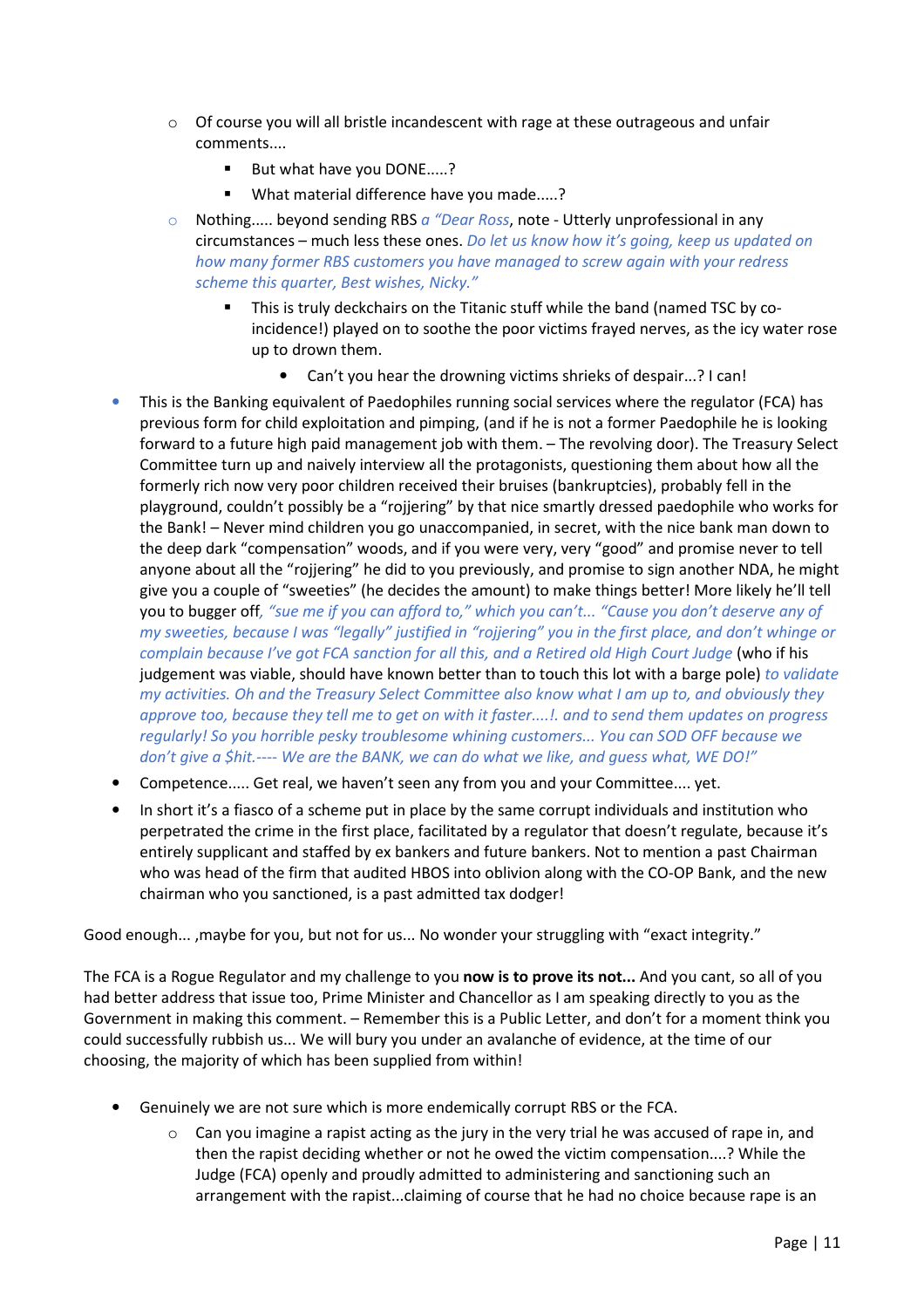- Of course you will all bristle incandescent with rage at these outrageous and unfair comments....
    - But what have you DONE.....?
    - What material difference have you made.....?
  - Nothing..... beyond sending RBS *a "Dear Ross*, note - Utterly unprofessional in any circumstances – much less these ones. *Do let us know how it's going, keep us updated on how many former RBS customers you have managed to screw again with your redress scheme this quarter, Best wishes, Nicky."*
    - This is truly deckchairs on the Titanic stuff while the band (named TSC by co-incidence!) played on to soothe the poor victims frayed nerves, as the icy water rose up to drown them.
      - Can't you hear the drowning victims shrieks of despair...? I can!
- This is the Banking equivalent of Paedophiles running social services where the regulator (FCA) has previous form for child exploitation and pimping, (and if he is not a former Paedophile he is looking forward to a future high paid management job with them. – The revolving door). The Treasury Select Committee turn up and naively interview all the protagonists, questioning them about how all the formerly rich now very poor children received their bruises (bankruptcies), probably fell in the playground, couldn't possibly be a "rojjering" by that nice smartly dressed paedophile who works for the Bank! – Never mind children you go unaccompanied, in secret, with the nice bank man down to the deep dark "compensation" woods, and if you were very, very "good" and promise never to tell anyone about all the "rojjering" he did to you previously, and promise to sign another NDA, he might give you a couple of "sweeties" (he decides the amount) to make things better! More likely he'll tell you to bugger off*, "sue me if you can afford to," which you can't... "Cause you don't deserve any of my sweeties, because I was "legally" justified in "rojjering" you in the first place, and don't whinge or complain because I've got FCA sanction for all this, and a Retired old High Court Judge* (who if his judgement was viable, should have known better than to touch this lot with a barge pole) *to validate my activities. Oh and the Treasury Select Committee also know what I am up to, and obviously they approve too, because they tell me to get on with it faster....!. and to send them updates on progress regularly! So you horrible pesky troublesome whining customers... You can SOD OFF because we don't give a $hit.---- We are the BANK, we can do what we like, and guess what, WE DO!"*
- Competence..... Get real, we haven't seen any from you and your Committee.... yet.
- In short it's a fiasco of a scheme put in place by the same corrupt individuals and institution who perpetrated the crime in the first place, facilitated by a regulator that doesn't regulate, because it's entirely supplicant and staffed by ex bankers and future bankers. Not to mention a past Chairman who was head of the firm that audited HBOS into oblivion along with the CO-OP Bank, and the new chairman who you sanctioned, is a past admitted tax dodger!

Good enough... ,maybe for you, but not for us... No wonder your struggling with "exact integrity."

The FCA is a Rogue Regulator and my challenge to you **now is to prove its not...** And you cant, so all of you had better address that issue too, Prime Minister and Chancellor as I am speaking directly to you as the Government in making this comment. – Remember this is a Public Letter, and don't for a moment think you could successfully rubbish us... We will bury you under an avalanche of evidence, at the time of our choosing, the majority of which has been supplied from within!

- Genuinely we are not sure which is more endemically corrupt RBS or the FCA.
  - Can you imagine a rapist acting as the jury in the very trial he was accused of rape in, and then the rapist deciding whether or not he owed the victim compensation....? While the Judge (FCA) openly and proudly admitted to administering and sanctioning such an arrangement with the rapist...claiming of course that he had no choice because rape is an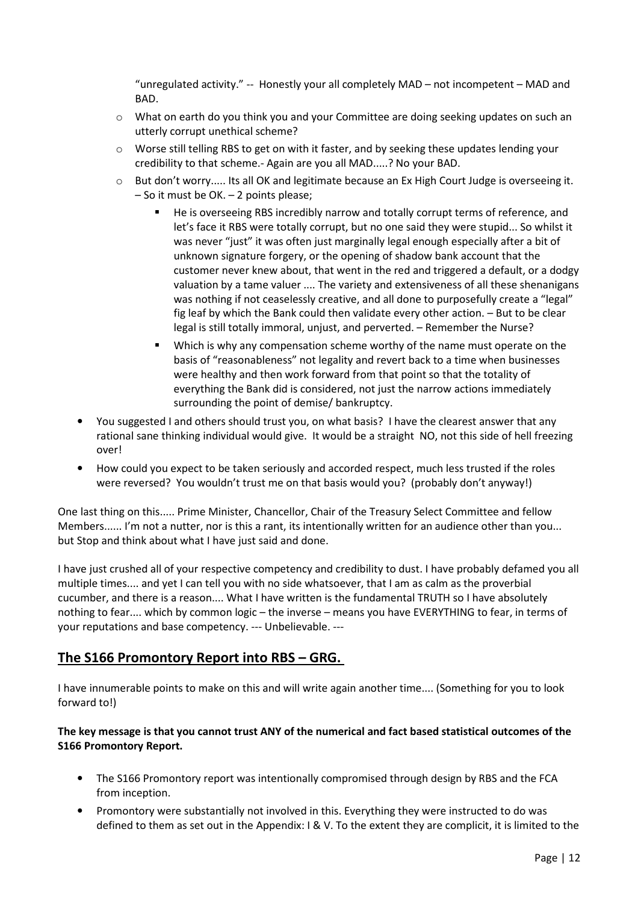"unregulated activity." -- Honestly your all completely MAD – not incompetent – MAD and BAD.

- What on earth do you think you and your Committee are doing seeking updates on such an utterly corrupt unethical scheme?
- Worse still telling RBS to get on with it faster, and by seeking these updates lending your credibility to that scheme.- Again are you all MAD.....? No your BAD.
- But don't worry..... Its all OK and legitimate because an Ex High Court Judge is overseeing it. – So it must be OK. – 2 points please;
  - He is overseeing RBS incredibly narrow and totally corrupt terms of reference, and let's face it RBS were totally corrupt, but no one said they were stupid... So whilst it was never "just" it was often just marginally legal enough especially after a bit of unknown signature forgery, or the opening of shadow bank account that the customer never knew about, that went in the red and triggered a default, or a dodgy valuation by a tame valuer .... The variety and extensiveness of all these shenanigans was nothing if not ceaselessly creative, and all done to purposefully create a "legal" fig leaf by which the Bank could then validate every other action. – But to be clear legal is still totally immoral, unjust, and perverted. – Remember the Nurse?
  - Which is why any compensation scheme worthy of the name must operate on the basis of "reasonableness" not legality and revert back to a time when businesses were healthy and then work forward from that point so that the totality of everything the Bank did is considered, not just the narrow actions immediately surrounding the point of demise/ bankruptcy.

- You suggested I and others should trust you, on what basis? I have the clearest answer that any rational sane thinking individual would give. It would be a straight NO, not this side of hell freezing over!
- How could you expect to be taken seriously and accorded respect, much less trusted if the roles were reversed? You wouldn't trust me on that basis would you? (probably don't anyway!)

One last thing on this..... Prime Minister, Chancellor, Chair of the Treasury Select Committee and fellow Members...... I'm not a nutter, nor is this a rant, its intentionally written for an audience other than you... but Stop and think about what I have just said and done.

I have just crushed all of your respective competency and credibility to dust. I have probably defamed you all multiple times.... and yet I can tell you with no side whatsoever, that I am as calm as the proverbial cucumber, and there is a reason.... What I have written is the fundamental TRUTH so I have absolutely nothing to fear.... which by common logic – the inverse – means you have EVERYTHING to fear, in terms of your reputations and base competency. --- Unbelievable. ---

## The S166 Promontory Report into RBS – GRG.

I have innumerable points to make on this and will write again another time.... (Something for you to look forward to!)

**The key message is that you cannot trust ANY of the numerical and fact based statistical outcomes of the S166 Promontory Report.**

- The S166 Promontory report was intentionally compromised through design by RBS and the FCA from inception.
- Promontory were substantially not involved in this. Everything they were instructed to do was defined to them as set out in the Appendix: I & V. To the extent they are complicit, it is limited to the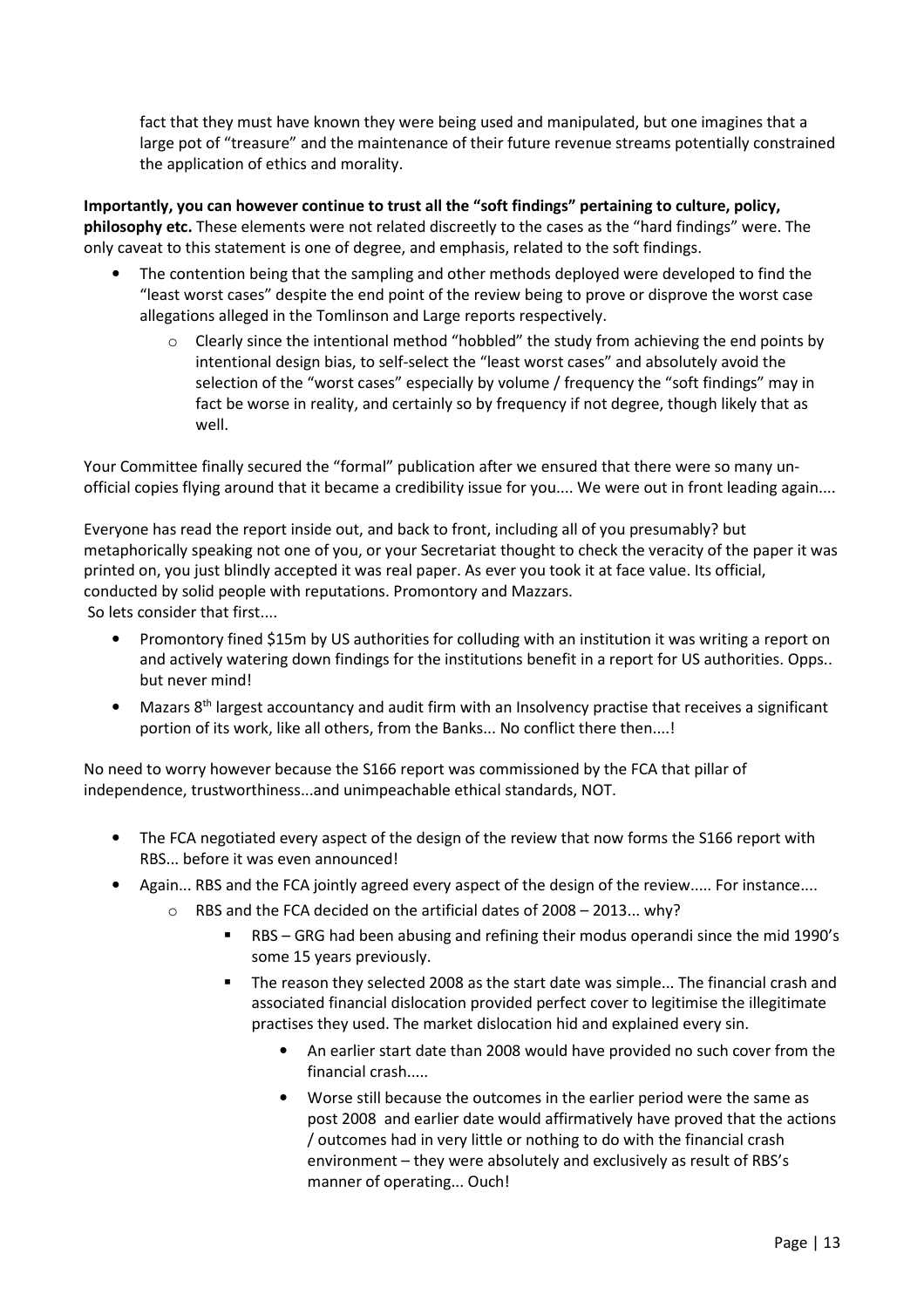fact that they must have known they were being used and manipulated, but one imagines that a large pot of "treasure" and the maintenance of their future revenue streams potentially constrained the application of ethics and morality.

**Importantly, you can however continue to trust all the "soft findings" pertaining to culture, policy, philosophy etc.** These elements were not related discreetly to the cases as the "hard findings" were. The only caveat to this statement is one of degree, and emphasis, related to the soft findings.

- The contention being that the sampling and other methods deployed were developed to find the "least worst cases" despite the end point of the review being to prove or disprove the worst case allegations alleged in the Tomlinson and Large reports respectively.
    - Clearly since the intentional method "hobbled" the study from achieving the end points by intentional design bias, to self-select the "least worst cases" and absolutely avoid the selection of the "worst cases" especially by volume / frequency the "soft findings" may in fact be worse in reality, and certainly so by frequency if not degree, though likely that as well.

Your Committee finally secured the "formal" publication after we ensured that there were so many un-official copies flying around that it became a credibility issue for you.... We were out in front leading again....

Everyone has read the report inside out, and back to front, including all of you presumably? but metaphorically speaking not one of you, or your Secretariat thought to check the veracity of the paper it was printed on, you just blindly accepted it was real paper. As ever you took it at face value. Its official, conducted by solid people with reputations. Promontory and Mazzars.
So lets consider that first....

- Promontory fined $15m by US authorities for colluding with an institution it was writing a report on and actively watering down findings for the institutions benefit in a report for US authorities. Opps.. but never mind!
- Mazars 8th largest accountancy and audit firm with an Insolvency practise that receives a significant portion of its work, like all others, from the Banks... No conflict there then....!

No need to worry however because the S166 report was commissioned by the FCA that pillar of independence, trustworthiness...and unimpeachable ethical standards, NOT.

- The FCA negotiated every aspect of the design of the review that now forms the S166 report with RBS... before it was even announced!
- Again... RBS and the FCA jointly agreed every aspect of the design of the review..... For instance....
    - RBS and the FCA decided on the artificial dates of 2008 – 2013... why?
        - RBS – GRG had been abusing and refining their modus operandi since the mid 1990's some 15 years previously.
        - The reason they selected 2008 as the start date was simple... The financial crash and associated financial dislocation provided perfect cover to legitimise the illegitimate practises they used. The market dislocation hid and explained every sin.
            - An earlier start date than 2008 would have provided no such cover from the financial crash.....
            - Worse still because the outcomes in the earlier period were the same as post 2008 and earlier date would affirmatively have proved that the actions / outcomes had in very little or nothing to do with the financial crash environment – they were absolutely and exclusively as result of RBS's manner of operating... Ouch!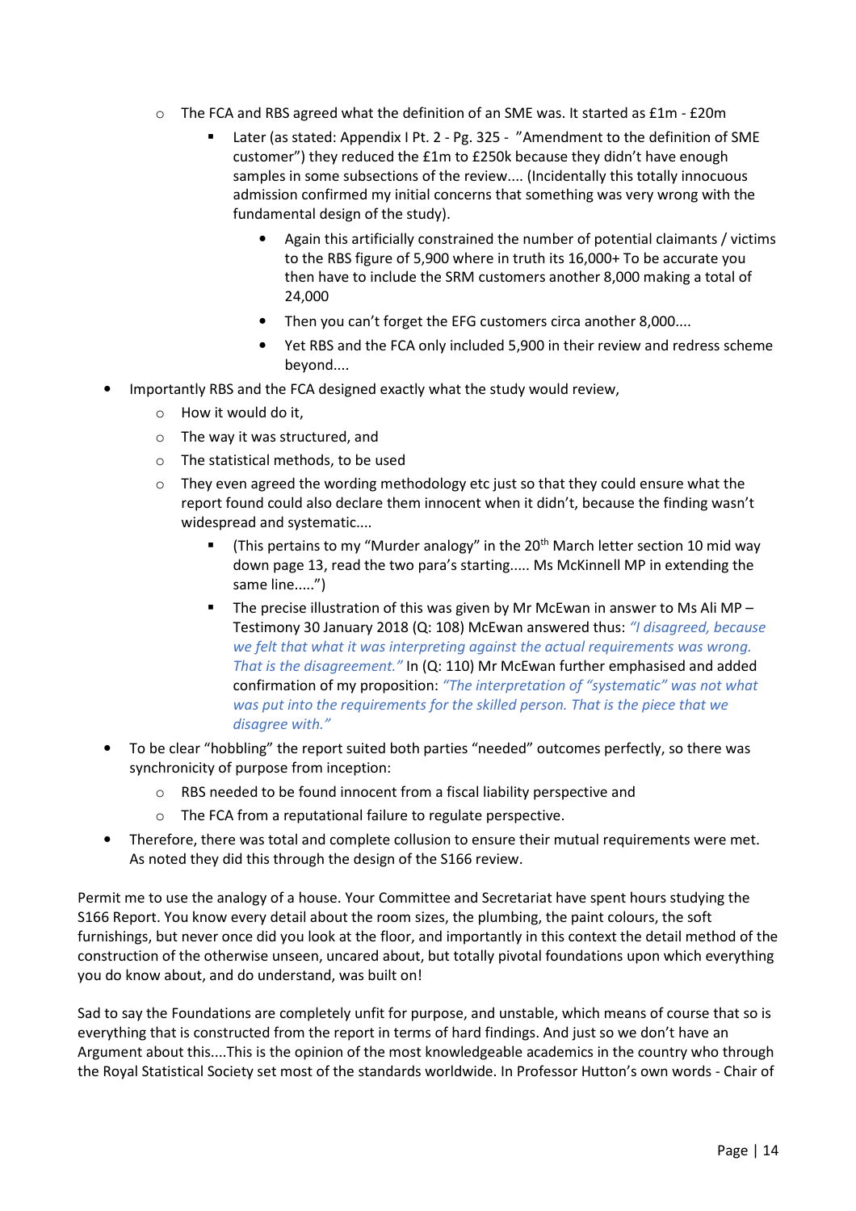- The FCA and RBS agreed what the definition of an SME was. It started as £1m - £20m
    - Later (as stated: Appendix I Pt. 2 - Pg. 325 - "Amendment to the definition of SME customer") they reduced the £1m to £250k because they didn't have enough samples in some subsections of the review.... (Incidentally this totally innocuous admission confirmed my initial concerns that something was very wrong with the fundamental design of the study).
        - Again this artificially constrained the number of potential claimants / victims to the RBS figure of 5,900 where in truth its 16,000+ To be accurate you then have to include the SRM customers another 8,000 making a total of 24,000
        - Then you can't forget the EFG customers circa another 8,000....
        - Yet RBS and the FCA only included 5,900 in their review and redress scheme beyond....
- Importantly RBS and the FCA designed exactly what the study would review,
    - How it would do it,
    - The way it was structured, and
    - The statistical methods, to be used
    - They even agreed the wording methodology etc just so that they could ensure what the report found could also declare them innocent when it didn't, because the finding wasn't widespread and systematic....
        - (This pertains to my "Murder analogy" in the 20th March letter section 10 mid way down page 13, read the two para's starting..... Ms McKinnell MP in extending the same line.....")
        - The precise illustration of this was given by Mr McEwan in answer to Ms Ali MP – Testimony 30 January 2018 (Q: 108) McEwan answered thus: *"I disagreed, because we felt that what it was interpreting against the actual requirements was wrong. That is the disagreement."* In (Q: 110) Mr McEwan further emphasised and added confirmation of my proposition: *"The interpretation of "systematic" was not what was put into the requirements for the skilled person. That is the piece that we disagree with."*
- To be clear "hobbling" the report suited both parties "needed" outcomes perfectly, so there was synchronicity of purpose from inception:
    - RBS needed to be found innocent from a fiscal liability perspective and
    - The FCA from a reputational failure to regulate perspective.
- Therefore, there was total and complete collusion to ensure their mutual requirements were met. As noted they did this through the design of the S166 review.

Permit me to use the analogy of a house. Your Committee and Secretariat have spent hours studying the S166 Report. You know every detail about the room sizes, the plumbing, the paint colours, the soft furnishings, but never once did you look at the floor, and importantly in this context the detail method of the construction of the otherwise unseen, uncared about, but totally pivotal foundations upon which everything you do know about, and do understand, was built on!

Sad to say the Foundations are completely unfit for purpose, and unstable, which means of course that so is everything that is constructed from the report in terms of hard findings. And just so we don't have an Argument about this....This is the opinion of the most knowledgeable academics in the country who through the Royal Statistical Society set most of the standards worldwide. In Professor Hutton's own words - Chair of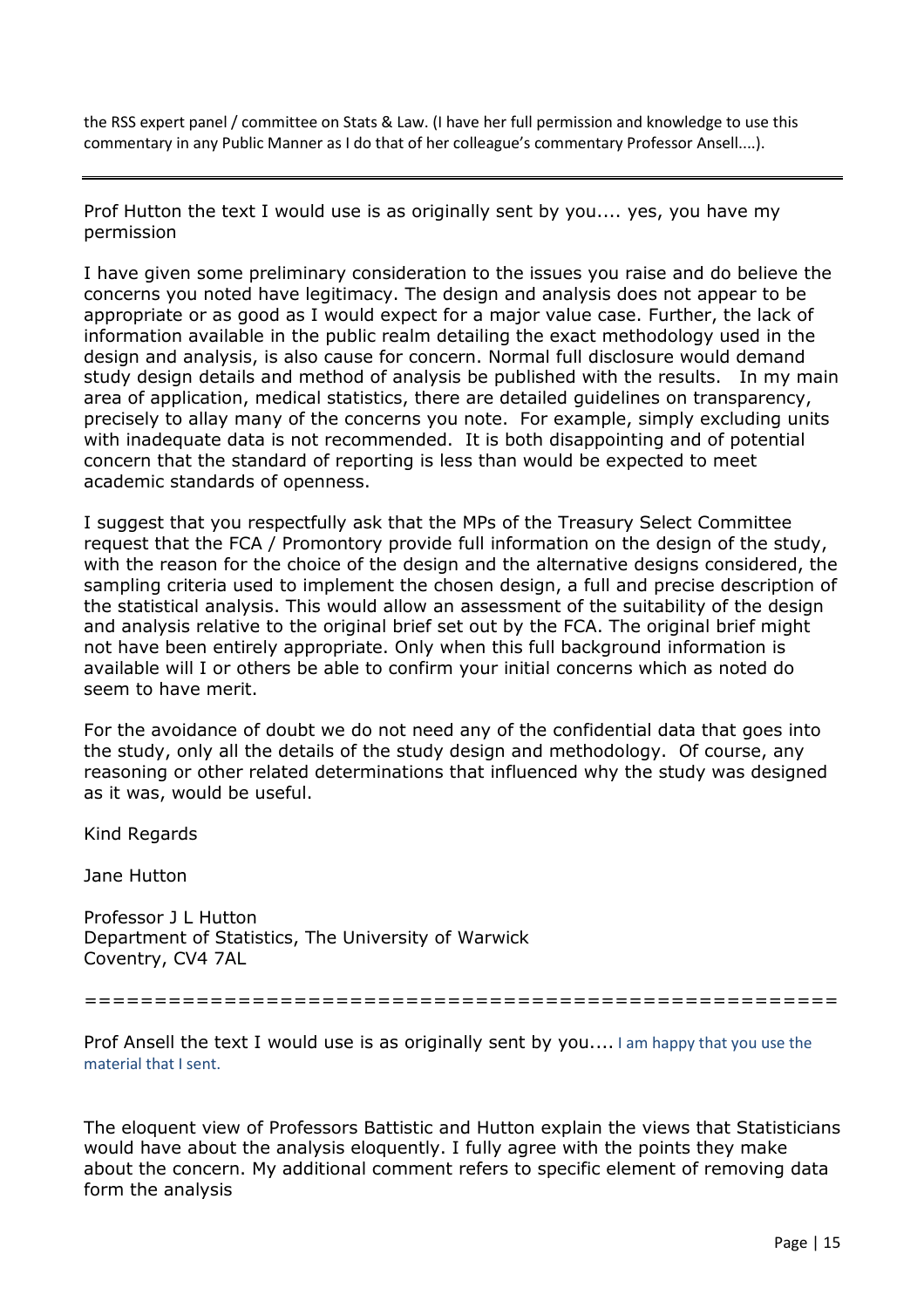the RSS expert panel / committee on Stats & Law. (I have her full permission and knowledge to use this commentary in any Public Manner as I do that of her colleague's commentary Professor Ansell....).

---

Prof Hutton the text I would use is as originally sent by you.... yes, you have my permission

I have given some preliminary consideration to the issues you raise and do believe the concerns you noted have legitimacy. The design and analysis does not appear to be appropriate or as good as I would expect for a major value case. Further, the lack of information available in the public realm detailing the exact methodology used in the design and analysis, is also cause for concern. Normal full disclosure would demand study design details and method of analysis be published with the results. In my main area of application, medical statistics, there are detailed guidelines on transparency, precisely to allay many of the concerns you note. For example, simply excluding units with inadequate data is not recommended. It is both disappointing and of potential concern that the standard of reporting is less than would be expected to meet academic standards of openness.

I suggest that you respectfully ask that the MPs of the Treasury Select Committee request that the FCA / Promontory provide full information on the design of the study, with the reason for the choice of the design and the alternative designs considered, the sampling criteria used to implement the chosen design, a full and precise description of the statistical analysis. This would allow an assessment of the suitability of the design and analysis relative to the original brief set out by the FCA. The original brief might not have been entirely appropriate. Only when this full background information is available will I or others be able to confirm your initial concerns which as noted do seem to have merit.

For the avoidance of doubt we do not need any of the confidential data that goes into the study, only all the details of the study design and methodology. Of course, any reasoning or other related determinations that influenced why the study was designed as it was, would be useful.

Kind Regards

Jane Hutton

Professor J L Hutton
Department of Statistics, The University of Warwick
Coventry, CV4 7AL

=======================================================

Prof Ansell the text I would use is as originally sent by you.... I am happy that you use the material that I sent.

The eloquent view of Professors Battistic and Hutton explain the views that Statisticians would have about the analysis eloquently. I fully agree with the points they make about the concern. My additional comment refers to specific element of removing data form the analysis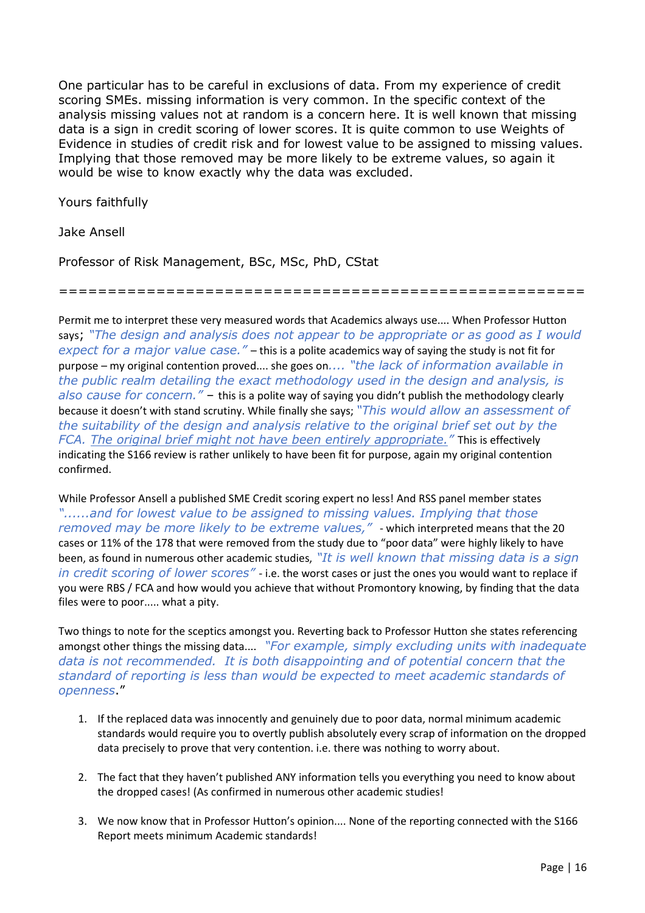One particular has to be careful in exclusions of data. From my experience of credit scoring SMEs. missing information is very common. In the specific context of the analysis missing values not at random is a concern here. It is well known that missing data is a sign in credit scoring of lower scores. It is quite common to use Weights of Evidence in studies of credit risk and for lowest value to be assigned to missing values. Implying that those removed may be more likely to be extreme values, so again it would be wise to know exactly why the data was excluded.

Yours faithfully

Jake Ansell

Professor of Risk Management, BSc, MSc, PhD, CStat

========================================================

Permit me to interpret these very measured words that Academics always use.... When Professor Hutton says; *"The design and analysis does not appear to be appropriate or as good as I would expect for a major value case."* – this is a polite academics way of saying the study is not fit for purpose – my original contention proved.... she goes on*.... "the lack of information available in the public realm detailing the exact methodology used in the design and analysis, is also cause for concern."* – this is a polite way of saying you didn't publish the methodology clearly because it doesn't with stand scrutiny. While finally she says; *"This would allow an assessment of the suitability of the design and analysis relative to the original brief set out by the FCA. The original brief might not have been entirely appropriate."* This is effectively indicating the S166 review is rather unlikely to have been fit for purpose, again my original contention confirmed.

While Professor Ansell a published SME Credit scoring expert no less! And RSS panel member states *"......and for lowest value to be assigned to missing values. Implying that those removed may be more likely to be extreme values,"* - which interpreted means that the 20 cases or 11% of the 178 that were removed from the study due to "poor data" were highly likely to have been, as found in numerous other academic studies, *"It is well known that missing data is a sign in credit scoring of lower scores"* - i.e. the worst cases or just the ones you would want to replace if you were RBS / FCA and how would you achieve that without Promontory knowing, by finding that the data files were to poor..... what a pity.

Two things to note for the sceptics amongst you. Reverting back to Professor Hutton she states referencing amongst other things the missing data.... *"For example, simply excluding units with inadequate data is not recommended. It is both disappointing and of potential concern that the standard of reporting is less than would be expected to meet academic standards of openness."*

1. If the replaced data was innocently and genuinely due to poor data, normal minimum academic standards would require you to overtly publish absolutely every scrap of information on the dropped data precisely to prove that very contention. i.e. there was nothing to worry about.

2. The fact that they haven't published ANY information tells you everything you need to know about the dropped cases! (As confirmed in numerous other academic studies!

3. We now know that in Professor Hutton's opinion.... None of the reporting connected with the S166 Report meets minimum Academic standards!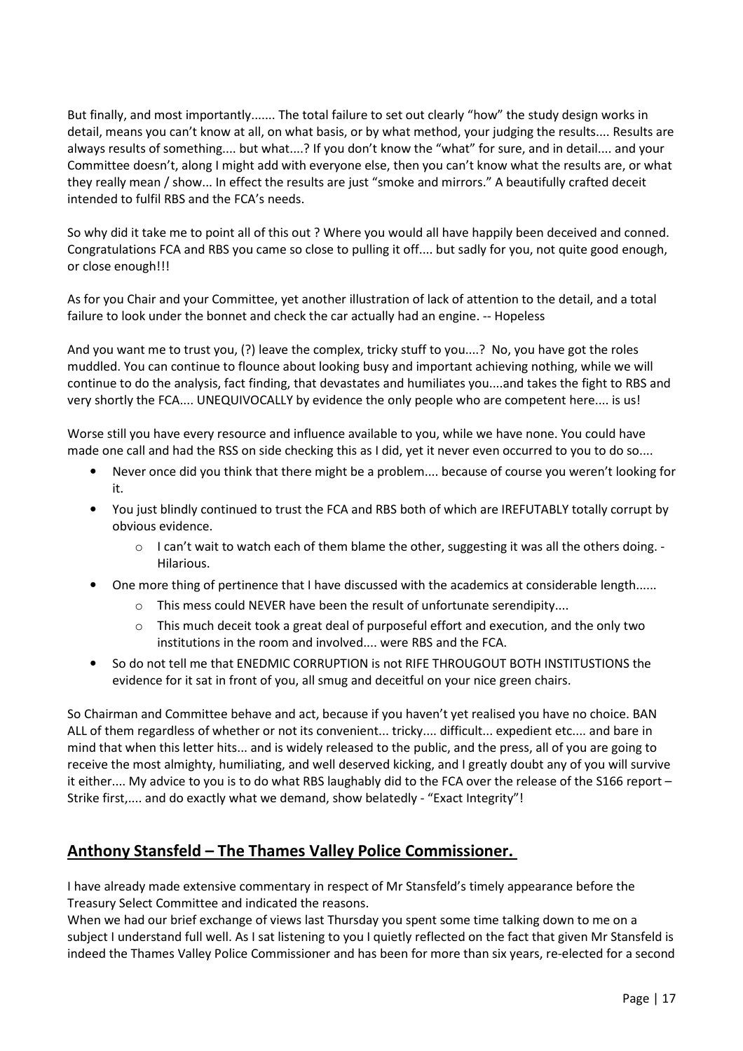But finally, and most importantly....... The total failure to set out clearly "how" the study design works in detail, means you can't know at all, on what basis, or by what method, your judging the results.... Results are always results of something.... but what....? If you don't know the "what" for sure, and in detail.... and your Committee doesn't, along I might add with everyone else, then you can't know what the results are, or what they really mean / show... In effect the results are just "smoke and mirrors." A beautifully crafted deceit intended to fulfil RBS and the FCA's needs.

So why did it take me to point all of this out ? Where you would all have happily been deceived and conned. Congratulations FCA and RBS you came so close to pulling it off.... but sadly for you, not quite good enough, or close enough!!!

As for you Chair and your Committee, yet another illustration of lack of attention to the detail, and a total failure to look under the bonnet and check the car actually had an engine. -- Hopeless

And you want me to trust you, (?) leave the complex, tricky stuff to you....? No, you have got the roles muddled. You can continue to flounce about looking busy and important achieving nothing, while we will continue to do the analysis, fact finding, that devastates and humiliates you....and takes the fight to RBS and very shortly the FCA.... UNEQUIVOCALLY by evidence the only people who are competent here.... is us!

Worse still you have every resource and influence available to you, while we have none. You could have made one call and had the RSS on side checking this as I did, yet it never even occurred to you to do so....

- Never once did you think that there might be a problem.... because of course you weren't looking for it.
- You just blindly continued to trust the FCA and RBS both of which are IREFUTABLY totally corrupt by obvious evidence.
    - I can't wait to watch each of them blame the other, suggesting it was all the others doing. - Hilarious.
- One more thing of pertinence that I have discussed with the academics at considerable length......
    - This mess could NEVER have been the result of unfortunate serendipity....
    - This much deceit took a great deal of purposeful effort and execution, and the only two institutions in the room and involved.... were RBS and the FCA.
- So do not tell me that ENEDMIC CORRUPTION is not RIFE THROUGOUT BOTH INSTITUSTIONS the evidence for it sat in front of you, all smug and deceitful on your nice green chairs.

So Chairman and Committee behave and act, because if you haven't yet realised you have no choice. BAN ALL of them regardless of whether or not its convenient... tricky.... difficult... expedient etc.... and bare in mind that when this letter hits... and is widely released to the public, and the press, all of you are going to receive the most almighty, humiliating, and well deserved kicking, and I greatly doubt any of you will survive it either.... My advice to you is to do what RBS laughably did to the FCA over the release of the S166 report – Strike first,.... and do exactly what we demand, show belatedly - "Exact Integrity"!

## Anthony Stansfeld – The Thames Valley Police Commissioner.

I have already made extensive commentary in respect of Mr Stansfeld's timely appearance before the Treasury Select Committee and indicated the reasons.
When we had our brief exchange of views last Thursday you spent some time talking down to me on a subject I understand full well. As I sat listening to you I quietly reflected on the fact that given Mr Stansfeld is indeed the Thames Valley Police Commissioner and has been for more than six years, re-elected for a second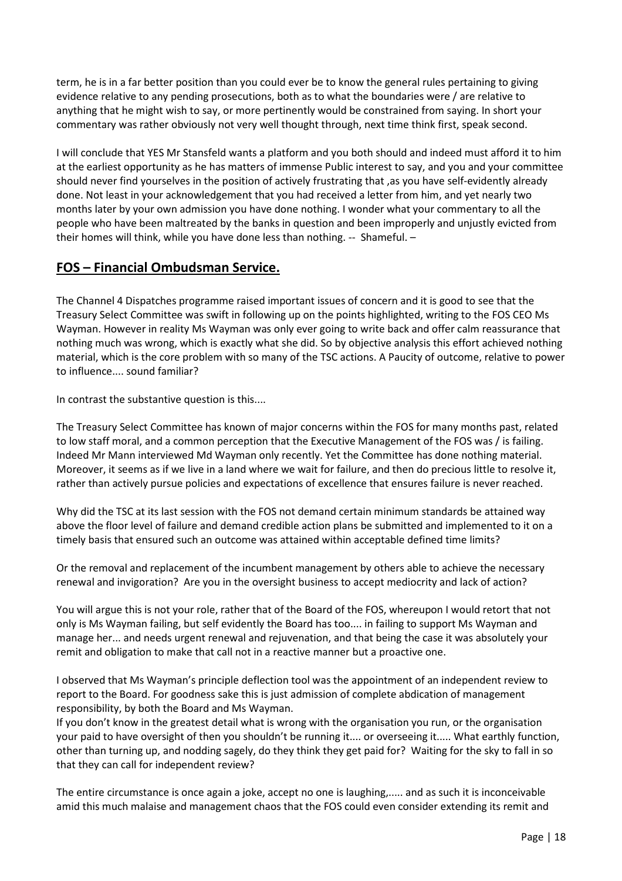term, he is in a far better position than you could ever be to know the general rules pertaining to giving evidence relative to any pending prosecutions, both as to what the boundaries were / are relative to anything that he might wish to say, or more pertinently would be constrained from saying. In short your commentary was rather obviously not very well thought through, next time think first, speak second.

I will conclude that YES Mr Stansfeld wants a platform and you both should and indeed must afford it to him at the earliest opportunity as he has matters of immense Public interest to say, and you and your committee should never find yourselves in the position of actively frustrating that ,as you have self-evidently already done. Not least in your acknowledgement that you had received a letter from him, and yet nearly two months later by your own admission you have done nothing. I wonder what your commentary to all the people who have been maltreated by the banks in question and been improperly and unjustly evicted from their homes will think, while you have done less than nothing. -- Shameful. –

## FOS – Financial Ombudsman Service.

The Channel 4 Dispatches programme raised important issues of concern and it is good to see that the Treasury Select Committee was swift in following up on the points highlighted, writing to the FOS CEO Ms Wayman. However in reality Ms Wayman was only ever going to write back and offer calm reassurance that nothing much was wrong, which is exactly what she did. So by objective analysis this effort achieved nothing material, which is the core problem with so many of the TSC actions. A Paucity of outcome, relative to power to influence.... sound familiar?

In contrast the substantive question is this....

The Treasury Select Committee has known of major concerns within the FOS for many months past, related to low staff moral, and a common perception that the Executive Management of the FOS was / is failing. Indeed Mr Mann interviewed Md Wayman only recently. Yet the Committee has done nothing material. Moreover, it seems as if we live in a land where we wait for failure, and then do precious little to resolve it, rather than actively pursue policies and expectations of excellence that ensures failure is never reached.

Why did the TSC at its last session with the FOS not demand certain minimum standards be attained way above the floor level of failure and demand credible action plans be submitted and implemented to it on a timely basis that ensured such an outcome was attained within acceptable defined time limits?

Or the removal and replacement of the incumbent management by others able to achieve the necessary renewal and invigoration? Are you in the oversight business to accept mediocrity and lack of action?

You will argue this is not your role, rather that of the Board of the FOS, whereupon I would retort that not only is Ms Wayman failing, but self evidently the Board has too.... in failing to support Ms Wayman and manage her... and needs urgent renewal and rejuvenation, and that being the case it was absolutely your remit and obligation to make that call not in a reactive manner but a proactive one.

I observed that Ms Wayman's principle deflection tool was the appointment of an independent review to report to the Board. For goodness sake this is just admission of complete abdication of management responsibility, by both the Board and Ms Wayman.
If you don't know in the greatest detail what is wrong with the organisation you run, or the organisation your paid to have oversight of then you shouldn't be running it.... or overseeing it..... What earthly function, other than turning up, and nodding sagely, do they think they get paid for? Waiting for the sky to fall in so that they can call for independent review?

The entire circumstance is once again a joke, accept no one is laughing,..... and as such it is inconceivable amid this much malaise and management chaos that the FOS could even consider extending its remit and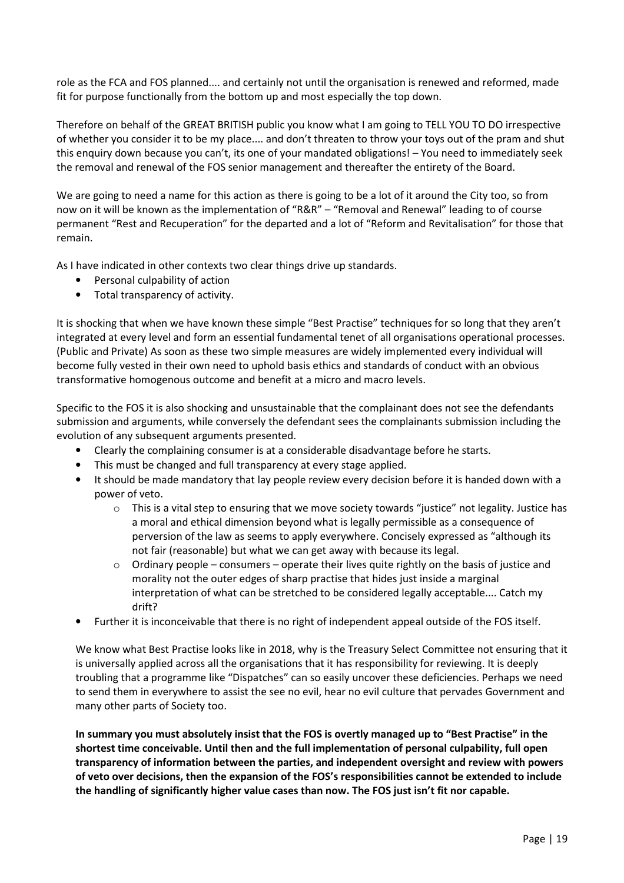role as the FCA and FOS planned.... and certainly not until the organisation is renewed and reformed, made fit for purpose functionally from the bottom up and most especially the top down.

Therefore on behalf of the GREAT BRITISH public you know what I am going to TELL YOU TO DO irrespective of whether you consider it to be my place.... and don't threaten to throw your toys out of the pram and shut this enquiry down because you can't, its one of your mandated obligations! – You need to immediately seek the removal and renewal of the FOS senior management and thereafter the entirety of the Board.

We are going to need a name for this action as there is going to be a lot of it around the City too, so from now on it will be known as the implementation of "R&R" – "Removal and Renewal" leading to of course permanent "Rest and Recuperation" for the departed and a lot of "Reform and Revitalisation" for those that remain.

As I have indicated in other contexts two clear things drive up standards.

- Personal culpability of action
- Total transparency of activity.

It is shocking that when we have known these simple "Best Practise" techniques for so long that they aren't integrated at every level and form an essential fundamental tenet of all organisations operational processes. (Public and Private) As soon as these two simple measures are widely implemented every individual will become fully vested in their own need to uphold basis ethics and standards of conduct with an obvious transformative homogenous outcome and benefit at a micro and macro levels.

Specific to the FOS it is also shocking and unsustainable that the complainant does not see the defendants submission and arguments, while conversely the defendant sees the complainants submission including the evolution of any subsequent arguments presented.

- Clearly the complaining consumer is at a considerable disadvantage before he starts.
- This must be changed and full transparency at every stage applied.
- It should be made mandatory that lay people review every decision before it is handed down with a power of veto.
    - This is a vital step to ensuring that we move society towards "justice" not legality. Justice has a moral and ethical dimension beyond what is legally permissible as a consequence of perversion of the law as seems to apply everywhere. Concisely expressed as "although its not fair (reasonable) but what we can get away with because its legal.
    - Ordinary people – consumers – operate their lives quite rightly on the basis of justice and morality not the outer edges of sharp practise that hides just inside a marginal interpretation of what can be stretched to be considered legally acceptable.... Catch my drift?
- Further it is inconceivable that there is no right of independent appeal outside of the FOS itself.

We know what Best Practise looks like in 2018, why is the Treasury Select Committee not ensuring that it is universally applied across all the organisations that it has responsibility for reviewing. It is deeply troubling that a programme like "Dispatches" can so easily uncover these deficiencies. Perhaps we need to send them in everywhere to assist the see no evil, hear no evil culture that pervades Government and many other parts of Society too.

**In summary you must absolutely insist that the FOS is overtly managed up to "Best Practise" in the shortest time conceivable. Until then and the full implementation of personal culpability, full open transparency of information between the parties, and independent oversight and review with powers of veto over decisions, then the expansion of the FOS's responsibilities cannot be extended to include the handling of significantly higher value cases than now. The FOS just isn't fit nor capable.**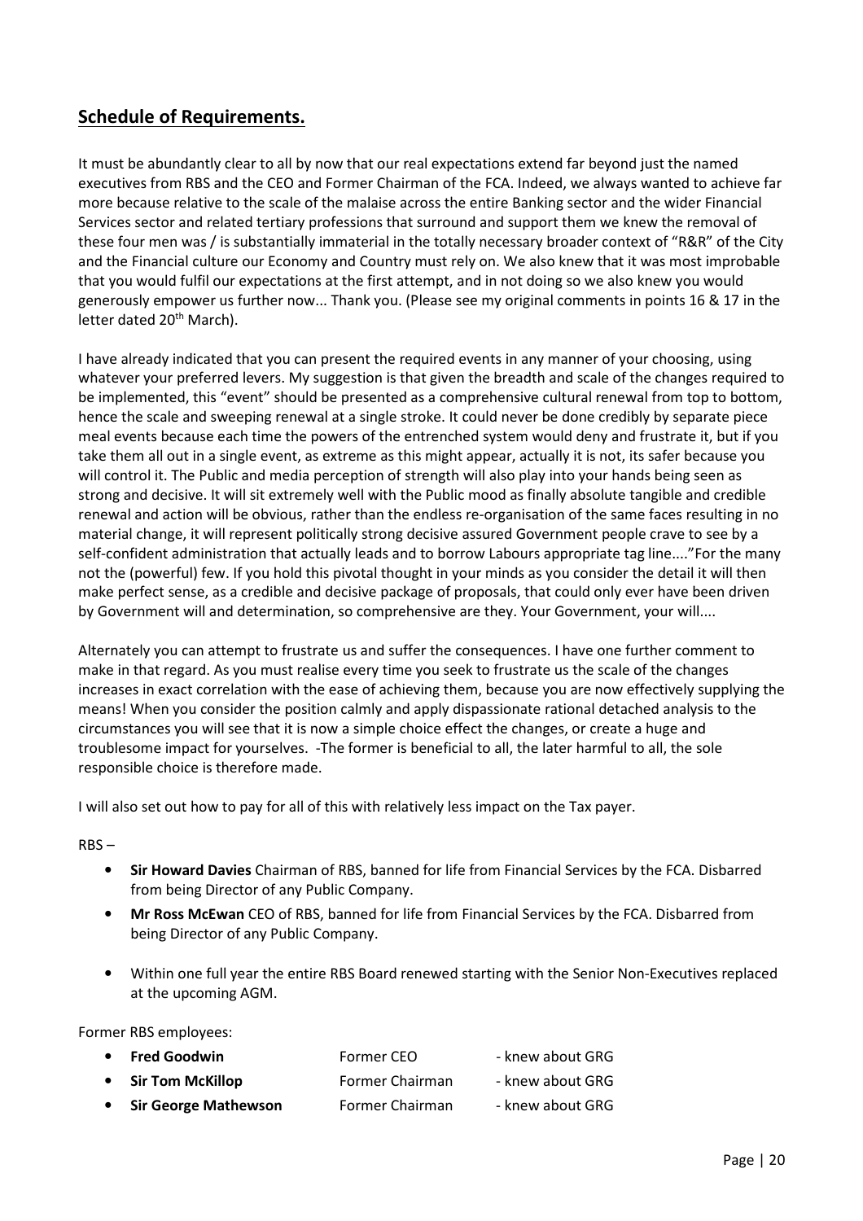## Schedule of Requirements.

It must be abundantly clear to all by now that our real expectations extend far beyond just the named executives from RBS and the CEO and Former Chairman of the FCA. Indeed, we always wanted to achieve far more because relative to the scale of the malaise across the entire Banking sector and the wider Financial Services sector and related tertiary professions that surround and support them we knew the removal of these four men was / is substantially immaterial in the totally necessary broader context of "R&R" of the City and the Financial culture our Economy and Country must rely on. We also knew that it was most improbable that you would fulfil our expectations at the first attempt, and in not doing so we also knew you would generously empower us further now... Thank you. (Please see my original comments in points 16 & 17 in the letter dated 20th March).

I have already indicated that you can present the required events in any manner of your choosing, using whatever your preferred levers. My suggestion is that given the breadth and scale of the changes required to be implemented, this "event" should be presented as a comprehensive cultural renewal from top to bottom, hence the scale and sweeping renewal at a single stroke. It could never be done credibly by separate piece meal events because each time the powers of the entrenched system would deny and frustrate it, but if you take them all out in a single event, as extreme as this might appear, actually it is not, its safer because you will control it. The Public and media perception of strength will also play into your hands being seen as strong and decisive. It will sit extremely well with the Public mood as finally absolute tangible and credible renewal and action will be obvious, rather than the endless re-organisation of the same faces resulting in no material change, it will represent politically strong decisive assured Government people crave to see by a self-confident administration that actually leads and to borrow Labours appropriate tag line...."For the many not the (powerful) few. If you hold this pivotal thought in your minds as you consider the detail it will then make perfect sense, as a credible and decisive package of proposals, that could only ever have been driven by Government will and determination, so comprehensive are they. Your Government, your will....

Alternately you can attempt to frustrate us and suffer the consequences. I have one further comment to make in that regard. As you must realise every time you seek to frustrate us the scale of the changes increases in exact correlation with the ease of achieving them, because you are now effectively supplying the means! When you consider the position calmly and apply dispassionate rational detached analysis to the circumstances you will see that it is now a simple choice effect the changes, or create a huge and troublesome impact for yourselves. -The former is beneficial to all, the later harmful to all, the sole responsible choice is therefore made.

I will also set out how to pay for all of this with relatively less impact on the Tax payer.

RBS –

- **Sir Howard Davies** Chairman of RBS, banned for life from Financial Services by the FCA. Disbarred from being Director of any Public Company.
- **Mr Ross McEwan** CEO of RBS, banned for life from Financial Services by the FCA. Disbarred from being Director of any Public Company.
- Within one full year the entire RBS Board renewed starting with the Senior Non-Executives replaced at the upcoming AGM.

Former RBS employees:

- **Fred Goodwin** Former CEO - knew about GRG
- **Sir Tom McKillop** Former Chairman - knew about GRG
- **Sir George Mathewson** Former Chairman - knew about GRG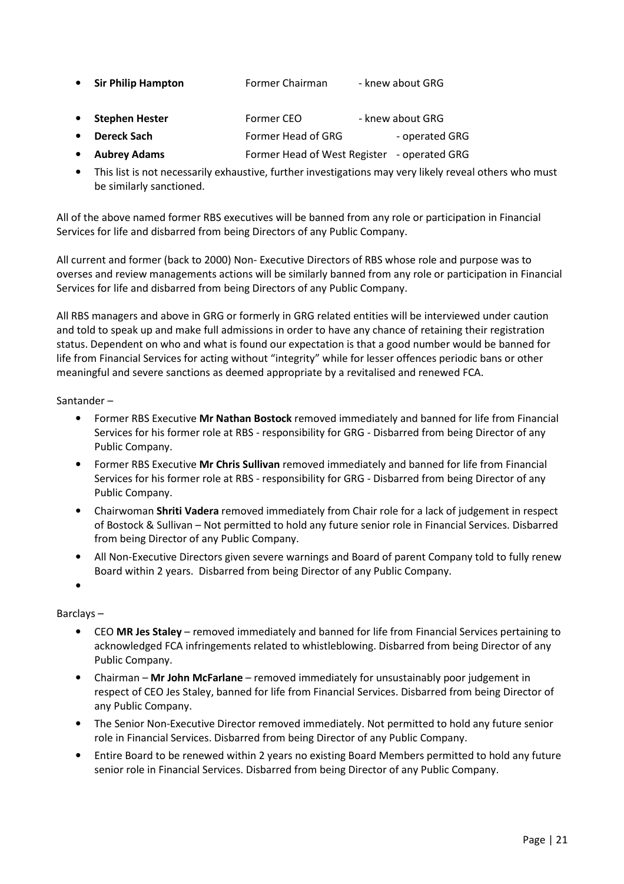- **Sir Philip Hampton** Former Chairman - knew about GRG
- **Stephen Hester** Former CEO - knew about GRG
- **Dereck Sach** Former Head of GRG - operated GRG
- **Aubrey Adams** Former Head of West Register - operated GRG
- This list is not necessarily exhaustive, further investigations may very likely reveal others who must be similarly sanctioned.

All of the above named former RBS executives will be banned from any role or participation in Financial Services for life and disbarred from being Directors of any Public Company.

All current and former (back to 2000) Non- Executive Directors of RBS whose role and purpose was to overses and review managements actions will be similarly banned from any role or participation in Financial Services for life and disbarred from being Directors of any Public Company.

All RBS managers and above in GRG or formerly in GRG related entities will be interviewed under caution and told to speak up and make full admissions in order to have any chance of retaining their registration status. Dependent on who and what is found our expectation is that a good number would be banned for life from Financial Services for acting without "integrity" while for lesser offences periodic bans or other meaningful and severe sanctions as deemed appropriate by a revitalised and renewed FCA.

Santander –

- Former RBS Executive **Mr Nathan Bostock** removed immediately and banned for life from Financial Services for his former role at RBS - responsibility for GRG - Disbarred from being Director of any Public Company.
- Former RBS Executive **Mr Chris Sullivan** removed immediately and banned for life from Financial Services for his former role at RBS - responsibility for GRG - Disbarred from being Director of any Public Company.
- Chairwoman **Shriti Vadera** removed immediately from Chair role for a lack of judgement in respect of Bostock & Sullivan – Not permitted to hold any future senior role in Financial Services. Disbarred from being Director of any Public Company.
- All Non-Executive Directors given severe warnings and Board of parent Company told to fully renew Board within 2 years. Disbarred from being Director of any Public Company.
-

Barclays –

- CEO **MR Jes Staley** – removed immediately and banned for life from Financial Services pertaining to acknowledged FCA infringements related to whistleblowing. Disbarred from being Director of any Public Company.
- Chairman – **Mr John McFarlane** – removed immediately for unsustainably poor judgement in respect of CEO Jes Staley, banned for life from Financial Services. Disbarred from being Director of any Public Company.
- The Senior Non-Executive Director removed immediately. Not permitted to hold any future senior role in Financial Services. Disbarred from being Director of any Public Company.
- Entire Board to be renewed within 2 years no existing Board Members permitted to hold any future senior role in Financial Services. Disbarred from being Director of any Public Company.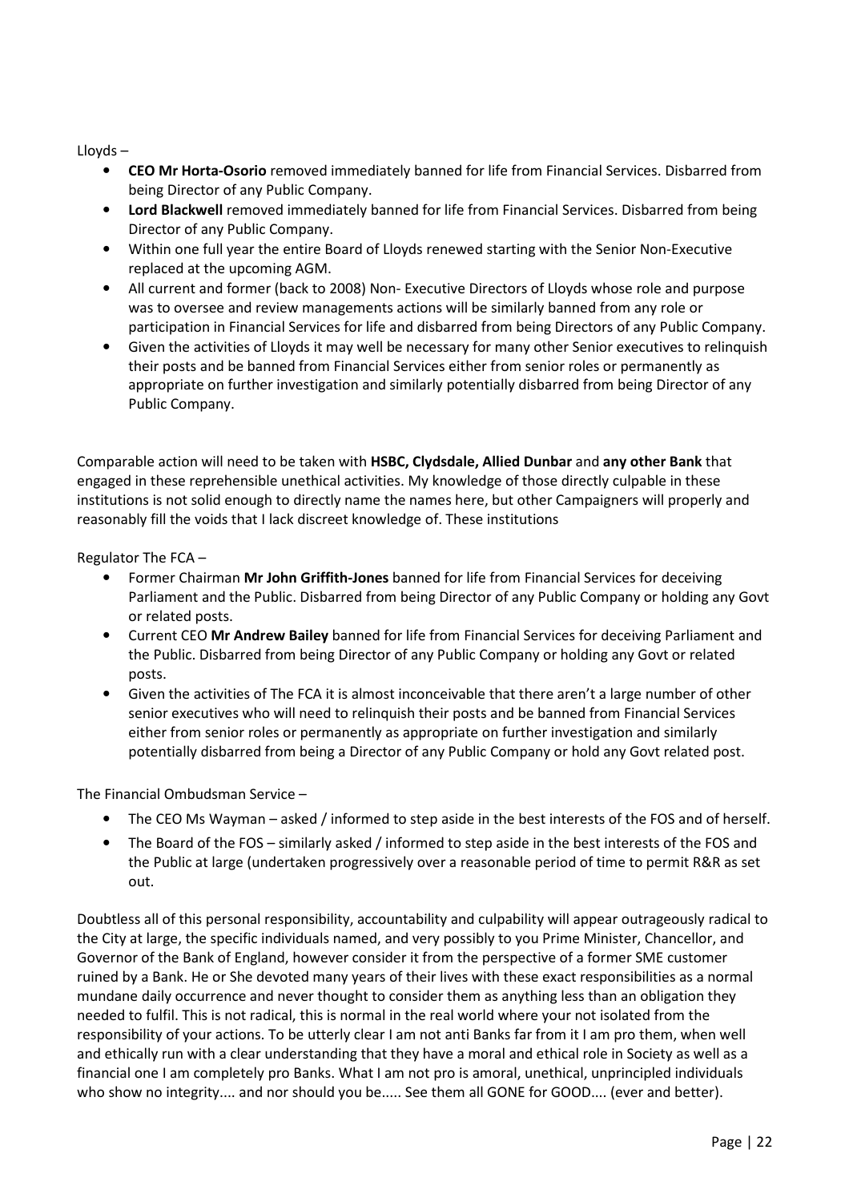Lloyds –

- **CEO Mr Horta-Osorio** removed immediately banned for life from Financial Services. Disbarred from being Director of any Public Company.
- **Lord Blackwell** removed immediately banned for life from Financial Services. Disbarred from being Director of any Public Company.
- Within one full year the entire Board of Lloyds renewed starting with the Senior Non-Executive replaced at the upcoming AGM.
- All current and former (back to 2008) Non- Executive Directors of Lloyds whose role and purpose was to oversee and review managements actions will be similarly banned from any role or participation in Financial Services for life and disbarred from being Directors of any Public Company.
- Given the activities of Lloyds it may well be necessary for many other Senior executives to relinquish their posts and be banned from Financial Services either from senior roles or permanently as appropriate on further investigation and similarly potentially disbarred from being Director of any Public Company.

Comparable action will need to be taken with **HSBC, Clydsdale, Allied Dunbar** and **any other Bank** that engaged in these reprehensible unethical activities. My knowledge of those directly culpable in these institutions is not solid enough to directly name the names here, but other Campaigners will properly and reasonably fill the voids that I lack discreet knowledge of. These institutions

Regulator The FCA –

- Former Chairman **Mr John Griffith-Jones** banned for life from Financial Services for deceiving Parliament and the Public. Disbarred from being Director of any Public Company or holding any Govt or related posts.
- Current CEO **Mr Andrew Bailey** banned for life from Financial Services for deceiving Parliament and the Public. Disbarred from being Director of any Public Company or holding any Govt or related posts.
- Given the activities of The FCA it is almost inconceivable that there aren't a large number of other senior executives who will need to relinquish their posts and be banned from Financial Services either from senior roles or permanently as appropriate on further investigation and similarly potentially disbarred from being a Director of any Public Company or hold any Govt related post.

The Financial Ombudsman Service –

- The CEO Ms Wayman – asked / informed to step aside in the best interests of the FOS and of herself.
- The Board of the FOS – similarly asked / informed to step aside in the best interests of the FOS and the Public at large (undertaken progressively over a reasonable period of time to permit R&R as set out.

Doubtless all of this personal responsibility, accountability and culpability will appear outrageously radical to the City at large, the specific individuals named, and very possibly to you Prime Minister, Chancellor, and Governor of the Bank of England, however consider it from the perspective of a former SME customer ruined by a Bank. He or She devoted many years of their lives with these exact responsibilities as a normal mundane daily occurrence and never thought to consider them as anything less than an obligation they needed to fulfil. This is not radical, this is normal in the real world where your not isolated from the responsibility of your actions. To be utterly clear I am not anti Banks far from it I am pro them, when well and ethically run with a clear understanding that they have a moral and ethical role in Society as well as a financial one I am completely pro Banks. What I am not pro is amoral, unethical, unprincipled individuals who show no integrity.... and nor should you be..... See them all GONE for GOOD.... (ever and better).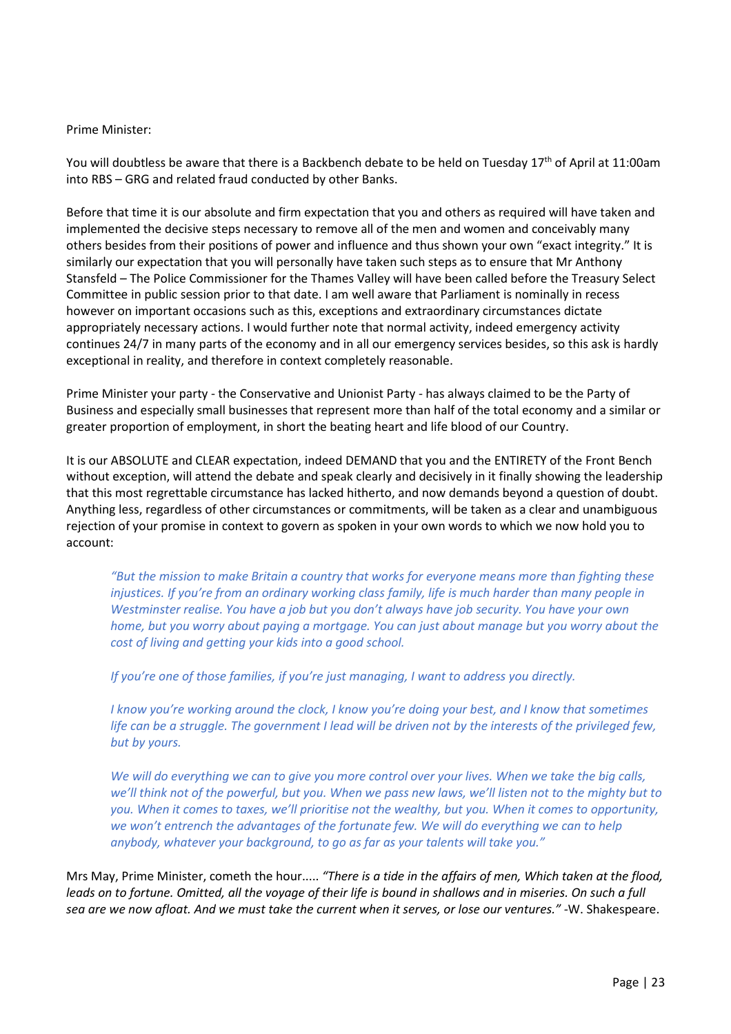Prime Minister:

You will doubtless be aware that there is a Backbench debate to be held on Tuesday 17th of April at 11:00am into RBS – GRG and related fraud conducted by other Banks.

Before that time it is our absolute and firm expectation that you and others as required will have taken and implemented the decisive steps necessary to remove all of the men and women and conceivably many others besides from their positions of power and influence and thus shown your own "exact integrity." It is similarly our expectation that you will personally have taken such steps as to ensure that Mr Anthony Stansfeld – The Police Commissioner for the Thames Valley will have been called before the Treasury Select Committee in public session prior to that date. I am well aware that Parliament is nominally in recess however on important occasions such as this, exceptions and extraordinary circumstances dictate appropriately necessary actions. I would further note that normal activity, indeed emergency activity continues 24/7 in many parts of the economy and in all our emergency services besides, so this ask is hardly exceptional in reality, and therefore in context completely reasonable.

Prime Minister your party - the Conservative and Unionist Party - has always claimed to be the Party of Business and especially small businesses that represent more than half of the total economy and a similar or greater proportion of employment, in short the beating heart and life blood of our Country.

It is our ABSOLUTE and CLEAR expectation, indeed DEMAND that you and the ENTIRETY of the Front Bench without exception, will attend the debate and speak clearly and decisively in it finally showing the leadership that this most regrettable circumstance has lacked hitherto, and now demands beyond a question of doubt. Anything less, regardless of other circumstances or commitments, will be taken as a clear and unambiguous rejection of your promise in context to govern as spoken in your own words to which we now hold you to account:

> *"But the mission to make Britain a country that works for everyone means more than fighting these injustices. If you're from an ordinary working class family, life is much harder than many people in Westminster realise. You have a job but you don't always have job security. You have your own home, but you worry about paying a mortgage. You can just about manage but you worry about the cost of living and getting your kids into a good school.*
>
> *If you're one of those families, if you're just managing, I want to address you directly.*
>
> *I know you're working around the clock, I know you're doing your best, and I know that sometimes life can be a struggle. The government I lead will be driven not by the interests of the privileged few, but by yours.*
>
> *We will do everything we can to give you more control over your lives. When we take the big calls, we'll think not of the powerful, but you. When we pass new laws, we'll listen not to the mighty but to you. When it comes to taxes, we'll prioritise not the wealthy, but you. When it comes to opportunity, we won't entrench the advantages of the fortunate few. We will do everything we can to help anybody, whatever your background, to go as far as your talents will take you."*

Mrs May, Prime Minister, cometh the hour..... *"There is a tide in the affairs of men, Which taken at the flood, leads on to fortune. Omitted, all the voyage of their life is bound in shallows and in miseries. On such a full sea are we now afloat. And we must take the current when it serves, or lose our ventures."* -W. Shakespeare.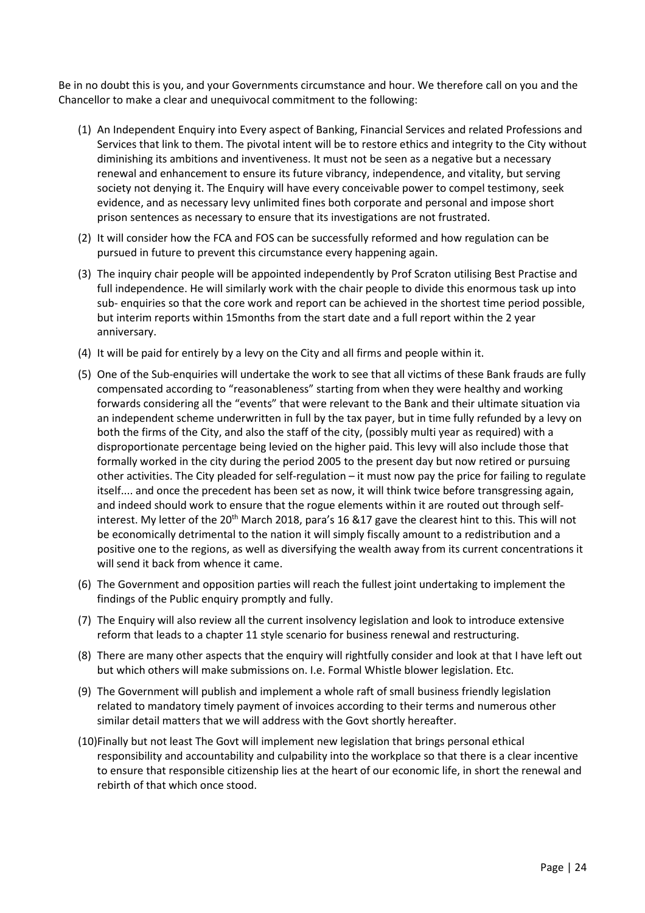Be in no doubt this is you, and your Governments circumstance and hour. We therefore call on you and the Chancellor to make a clear and unequivocal commitment to the following:

(1) An Independent Enquiry into Every aspect of Banking, Financial Services and related Professions and Services that link to them. The pivotal intent will be to restore ethics and integrity to the City without diminishing its ambitions and inventiveness. It must not be seen as a negative but a necessary renewal and enhancement to ensure its future vibrancy, independence, and vitality, but serving society not denying it. The Enquiry will have every conceivable power to compel testimony, seek evidence, and as necessary levy unlimited fines both corporate and personal and impose short prison sentences as necessary to ensure that its investigations are not frustrated.

(2) It will consider how the FCA and FOS can be successfully reformed and how regulation can be pursued in future to prevent this circumstance every happening again.

(3) The inquiry chair people will be appointed independently by Prof Scraton utilising Best Practise and full independence. He will similarly work with the chair people to divide this enormous task up into sub- enquiries so that the core work and report can be achieved in the shortest time period possible, but interim reports within 15months from the start date and a full report within the 2 year anniversary.

(4) It will be paid for entirely by a levy on the City and all firms and people within it.

(5) One of the Sub-enquiries will undertake the work to see that all victims of these Bank frauds are fully compensated according to "reasonableness" starting from when they were healthy and working forwards considering all the "events" that were relevant to the Bank and their ultimate situation via an independent scheme underwritten in full by the tax payer, but in time fully refunded by a levy on both the firms of the City, and also the staff of the city, (possibly multi year as required) with a disproportionate percentage being levied on the higher paid. This levy will also include those that formally worked in the city during the period 2005 to the present day but now retired or pursuing other activities. The City pleaded for self-regulation – it must now pay the price for failing to regulate itself.... and once the precedent has been set as now, it will think twice before transgressing again, and indeed should work to ensure that the rogue elements within it are routed out through self-interest. My letter of the 20th March 2018, para's 16 &17 gave the clearest hint to this. This will not be economically detrimental to the nation it will simply fiscally amount to a redistribution and a positive one to the regions, as well as diversifying the wealth away from its current concentrations it will send it back from whence it came.

(6) The Government and opposition parties will reach the fullest joint undertaking to implement the findings of the Public enquiry promptly and fully.

(7) The Enquiry will also review all the current insolvency legislation and look to introduce extensive reform that leads to a chapter 11 style scenario for business renewal and restructuring.

(8) There are many other aspects that the enquiry will rightfully consider and look at that I have left out but which others will make submissions on. I.e. Formal Whistle blower legislation. Etc.

(9) The Government will publish and implement a whole raft of small business friendly legislation related to mandatory timely payment of invoices according to their terms and numerous other similar detail matters that we will address with the Govt shortly hereafter.

(10) Finally but not least The Govt will implement new legislation that brings personal ethical responsibility and accountability and culpability into the workplace so that there is a clear incentive to ensure that responsible citizenship lies at the heart of our economic life, in short the renewal and rebirth of that which once stood.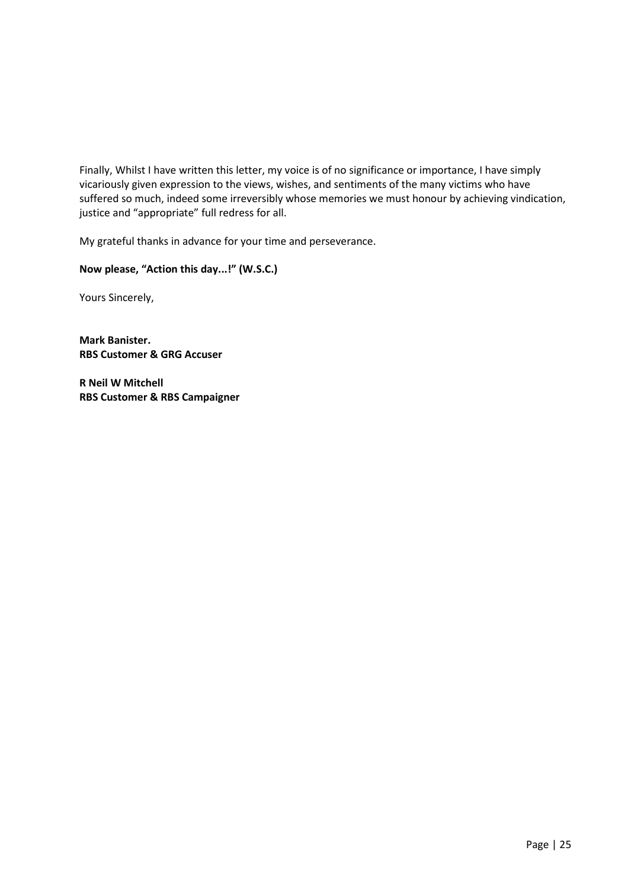Finally, Whilst I have written this letter, my voice is of no significance or importance, I have simply vicariously given expression to the views, wishes, and sentiments of the many victims who have suffered so much, indeed some irreversibly whose memories we must honour by achieving vindication, justice and "appropriate" full redress for all.

My grateful thanks in advance for your time and perseverance.

**Now please, "Action this day...!" (W.S.C.)**

Yours Sincerely,

**Mark Banister.**
**RBS Customer & GRG Accuser**

**R Neil W Mitchell**
**RBS Customer & RBS Campaigner**